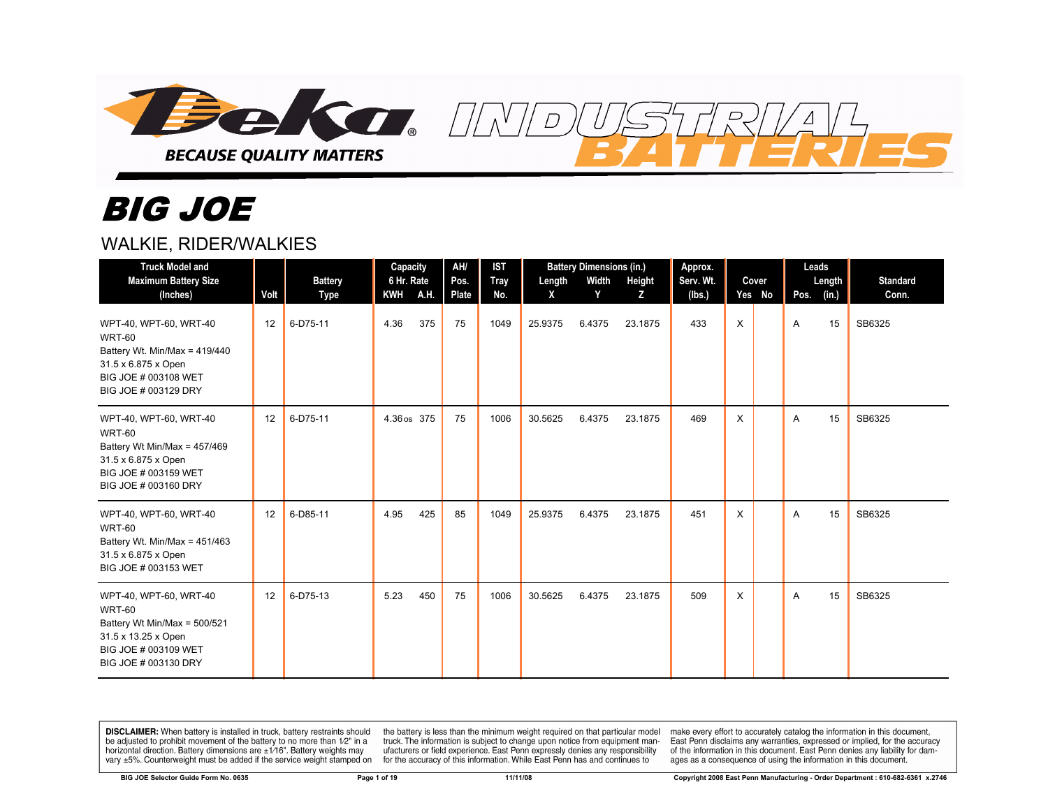Deka® INDUSTRIAL BATTERIES

BECAUSE QUALITY MATTERS

# BIG JOE

## WALKIE, RIDER/WALKIES

| Truck Model and Maximum Battery Size (Inches) | Volt | Battery Type | Capacity 6 Hr. Rate KWH | A.H. | AH/ Pos. Plate | IST Tray No. | Battery Dimensions (in.) Length X | Width Y | Height Z | Approx. Serv. Wt. (lbs.) | Cover Yes | No | Leads Pos. | Length (in.) | Standard Conn. |
|---|---|---|---|---|---|---|---|---|---|---|---|---|---|---|---|
| WPT-40, WPT-60, WRT-40 WRT-60 Battery Wt. Min/Max = 419/440 31.5 x 6.875 x Open BIG JOE # 003108 WET BIG JOE # 003129 DRY | 12 | 6-D75-11 | 4.36 | 375 | 75 | 1049 | 25.9375 | 6.4375 | 23.1875 | 433 | X | | A | 15 | SB6325 |
| WPT-40, WPT-60, WRT-40 WRT-60 Battery Wt Min/Max = 457/469 31.5 x 6.875 x Open BIG JOE # 003159 WET BIG JOE # 003160 DRY | 12 | 6-D75-11 | 4.36os | 375 | 75 | 1006 | 30.5625 | 6.4375 | 23.1875 | 469 | X | | A | 15 | SB6325 |
| WPT-40, WPT-60, WRT-40 WRT-60 Battery Wt. Min/Max = 451/463 31.5 x 6.875 x Open BIG JOE # 003153 WET | 12 | 6-D85-11 | 4.95 | 425 | 85 | 1049 | 25.9375 | 6.4375 | 23.1875 | 451 | X | | A | 15 | SB6325 |
| WPT-40, WPT-60, WRT-40 WRT-60 Battery Wt Min/Max = 500/521 31.5 x 13.25 x Open BIG JOE # 003109 WET BIG JOE # 003130 DRY | 12 | 6-D75-13 | 5.23 | 450 | 75 | 1006 | 30.5625 | 6.4375 | 23.1875 | 509 | X | | A | 15 | SB6325 |

**DISCLAIMER:** When battery is installed in truck, battery restraints should be adjusted to prohibit movement of the battery to no more than 1⁄2" in a horizontal direction. Battery dimensions are ±1⁄16". Battery weights may vary ±5%. Counterweight must be added if the service weight stamped on the battery is less than the minimum weight required on that particular model truck. The information is subject to change upon notice from equipment manufacturers or field experience. East Penn expressly denies any responsibility for the accuracy of this information. While East Penn has and continues to make every effort to accurately catalog the information in this document, East Penn disclaims any warranties, expressed or implied, for the accuracy of the information in this document. East Penn denies any liability for damages as a consequence of using the information in this document.

BIG JOE Selector Guide Form No. 0635 | 11/11/08 | Copyright 2008 East Penn Manufacturing - Order Department : 610-682-6361 x.2746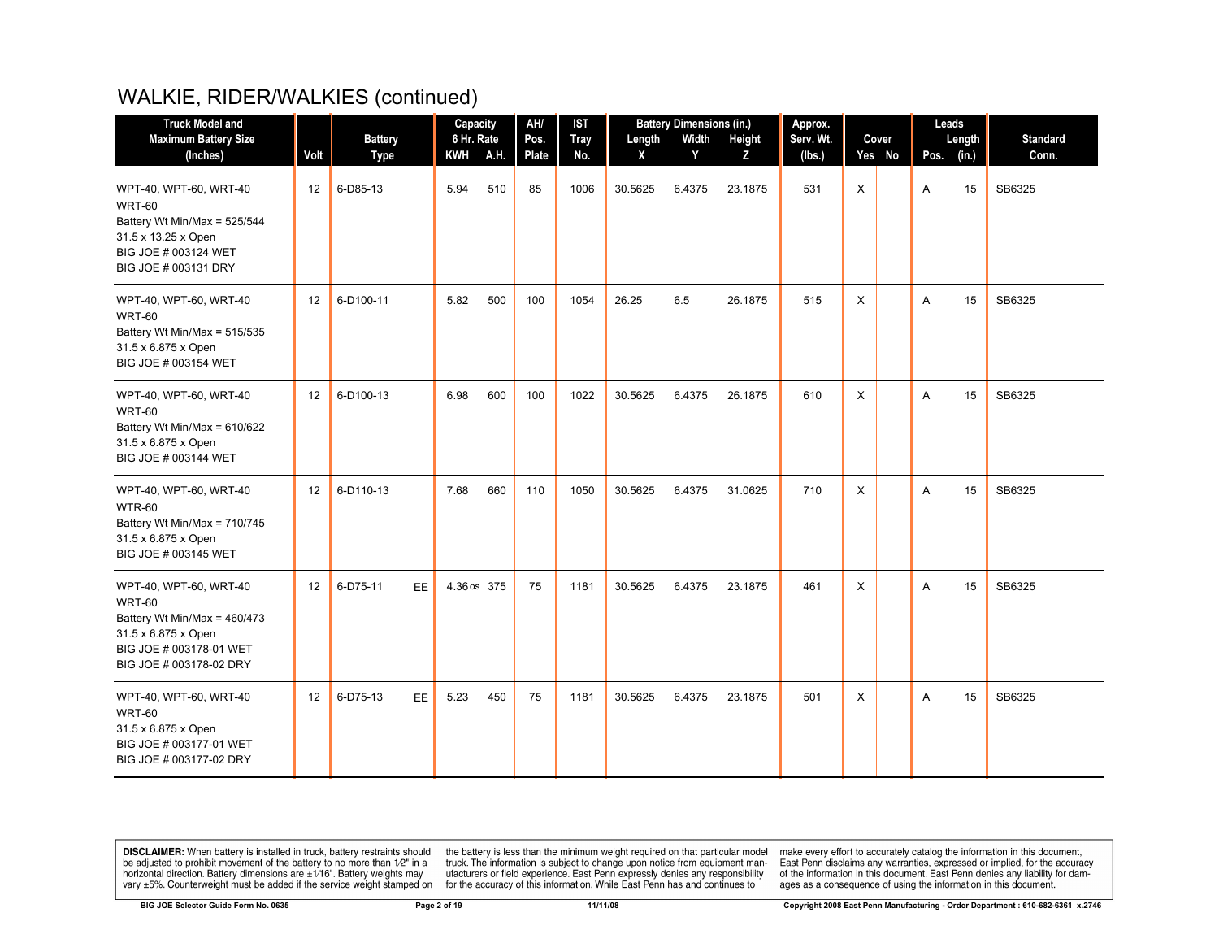# WALKIE, RIDER/WALKIES (continued)

| Truck Model and Maximum Battery Size (Inches) | Volt | Battery Type | | Capacity 6 Hr. Rate | | AH/ Pos. Plate | IST Tray No. | Battery Dimensions (in.) | | | Approx. Serv. Wt. (lbs.) | Cover | | Leads | | Standard Conn. |
|---|---|---|---|---|---|---|---|---|---|---|---|---|---|---|---|---|
| | | | | KWH | A.H. | | | Length X | Width Y | Height Z | | Yes | No | Pos. | Length (in.) | |
| WPT-40, WPT-60, WRT-40 WRT-60 Battery Wt Min/Max = 525/544 31.5 x 13.25 x Open BIG JOE # 003124 WET BIG JOE # 003131 DRY | 12 | 6-D85-13 | | 5.94 | 510 | 85 | 1006 | 30.5625 | 6.4375 | 23.1875 | 531 | X | | A | 15 | SB6325 |
| WPT-40, WPT-60, WRT-40 WRT-60 Battery Wt Min/Max = 515/535 31.5 x 6.875 x Open BIG JOE # 003154 WET | 12 | 6-D100-11 | | 5.82 | 500 | 100 | 1054 | 26.25 | 6.5 | 26.1875 | 515 | X | | A | 15 | SB6325 |
| WPT-40, WPT-60, WRT-40 WRT-60 Battery Wt Min/Max = 610/622 31.5 x 6.875 x Open BIG JOE # 003144 WET | 12 | 6-D100-13 | | 6.98 | 600 | 100 | 1022 | 30.5625 | 6.4375 | 26.1875 | 610 | X | | A | 15 | SB6325 |
| WPT-40, WPT-60, WRT-40 WTR-60 Battery Wt Min/Max = 710/745 31.5 x 6.875 x Open BIG JOE # 003145 WET | 12 | 6-D110-13 | | 7.68 | 660 | 110 | 1050 | 30.5625 | 6.4375 | 31.0625 | 710 | X | | A | 15 | SB6325 |
| WPT-40, WPT-60, WRT-40 WRT-60 Battery Wt Min/Max = 460/473 31.5 x 6.875 x Open BIG JOE # 003178-01 WET BIG JOE # 003178-02 DRY | 12 | 6-D75-11 | EE | 4.36 os | 375 | 75 | 1181 | 30.5625 | 6.4375 | 23.1875 | 461 | X | | A | 15 | SB6325 |
| WPT-40, WPT-60, WRT-40 WRT-60 31.5 x 6.875 x Open BIG JOE # 003177-01 WET BIG JOE # 003177-02 DRY | 12 | 6-D75-13 | EE | 5.23 | 450 | 75 | 1181 | 30.5625 | 6.4375 | 23.1875 | 501 | X | | A | 15 | SB6325 |

**DISCLAIMER:** When battery is installed in truck, battery restraints should be adjusted to prohibit movement of the battery to no more than 1⁄2" in a horizontal direction. Battery dimensions are ±1⁄16". Battery weights may vary ±5%. Counterweight must be added if the service weight stamped on the battery is less than the minimum weight required on that particular model truck. The information is subject to change upon notice from equipment manufacturers or field experience. East Penn expressly denies any responsibility for the accuracy of this information. While East Penn has and continues to make every effort to accurately catalog the information in this document, East Penn disclaims any warranties, expressed or implied, for the accuracy of the information in this document. East Penn denies any liability for damages as a consequence of using the information in this document.

BIG JOE Selector Guide Form No. 0635 | 11/11/08 | Copyright 2008 East Penn Manufacturing - Order Department : 610-682-6361 x.2746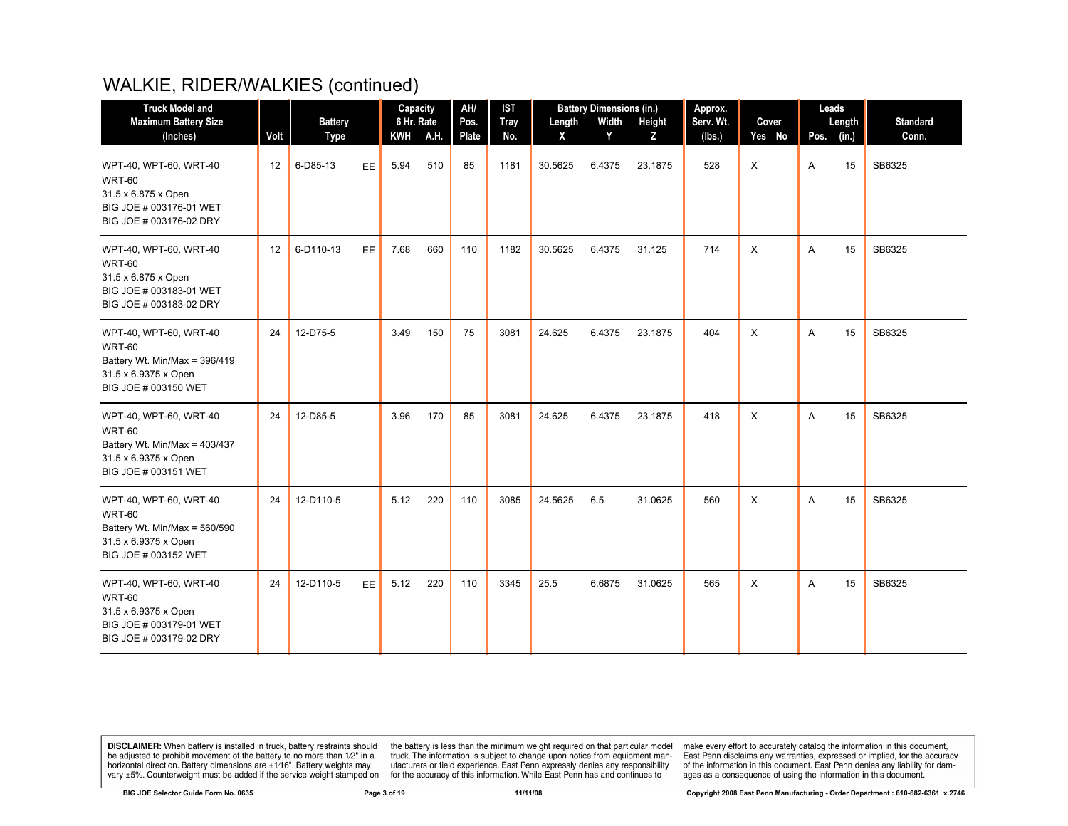# WALKIE, RIDER/WALKIES (continued)

| Truck Model and Maximum Battery Size (Inches) | Volt | Battery Type | | Capacity 6 Hr. Rate | | AH/ Pos. Plate | IST Tray No. | Battery Dimensions (in.) | | | Approx. Serv. Wt. (lbs.) | Cover | | Leads | | Standard Conn. |
|---|---|---|---|---|---|---|---|---|---|---|---|---|---|---|---|---|
| | | | | KWH | A.H. | | | Length X | Width Y | Height Z | | Yes | No | Pos. | Length (in.) | |
| WPT-40, WPT-60, WRT-40 WRT-60 31.5 x 6.875 x Open BIG JOE # 003176-01 WET BIG JOE # 003176-02 DRY | 12 | 6-D85-13 | EE | 5.94 | 510 | 85 | 1181 | 30.5625 | 6.4375 | 23.1875 | 528 | X | | A | 15 | SB6325 |
| WPT-40, WPT-60, WRT-40 WRT-60 31.5 x 6.875 x Open BIG JOE # 003183-01 WET BIG JOE # 003183-02 DRY | 12 | 6-D110-13 | EE | 7.68 | 660 | 110 | 1182 | 30.5625 | 6.4375 | 31.125 | 714 | X | | A | 15 | SB6325 |
| WPT-40, WPT-60, WRT-40 WRT-60 Battery Wt. Min/Max = 396/419 31.5 x 6.9375 x Open BIG JOE # 003150 WET | 24 | 12-D75-5 | | 3.49 | 150 | 75 | 3081 | 24.625 | 6.4375 | 23.1875 | 404 | X | | A | 15 | SB6325 |
| WPT-40, WPT-60, WRT-40 WRT-60 Battery Wt. Min/Max = 403/437 31.5 x 6.9375 x Open BIG JOE # 003151 WET | 24 | 12-D85-5 | | 3.96 | 170 | 85 | 3081 | 24.625 | 6.4375 | 23.1875 | 418 | X | | A | 15 | SB6325 |
| WPT-40, WPT-60, WRT-40 WRT-60 Battery Wt. Min/Max = 560/590 31.5 x 6.9375 x Open BIG JOE # 003152 WET | 24 | 12-D110-5 | | 5.12 | 220 | 110 | 3085 | 24.5625 | 6.5 | 31.0625 | 560 | X | | A | 15 | SB6325 |
| WPT-40, WPT-60, WRT-40 WRT-60 31.5 x 6.9375 x Open BIG JOE # 003179-01 WET BIG JOE # 003179-02 DRY | 24 | 12-D110-5 | EE | 5.12 | 220 | 110 | 3345 | 25.5 | 6.6875 | 31.0625 | 565 | X | | A | 15 | SB6325 |

**DISCLAIMER:** When battery is installed in truck, battery restraints should be adjusted to prohibit movement of the battery to no more than 1⁄2" in a horizontal direction. Battery dimensions are ±1⁄16". Battery weights may vary ±5%. Counterweight must be added if the service weight stamped on the battery is less than the minimum weight required on that particular model truck. The information is subject to change upon notice from equipment manufacturers or field experience. East Penn expressly denies any responsibility for the accuracy of this information. While East Penn has and continues to make every effort to accurately catalog the information in this document, East Penn disclaims any warranties, expressed or implied, for the accuracy of the information in this document. East Penn denies any liability for damages as a consequence of using the information in this document.

BIG JOE Selector Guide Form No. 0635 — 11/11/08 — Copyright 2008 East Penn Manufacturing - Order Department : 610-682-6361 x.2746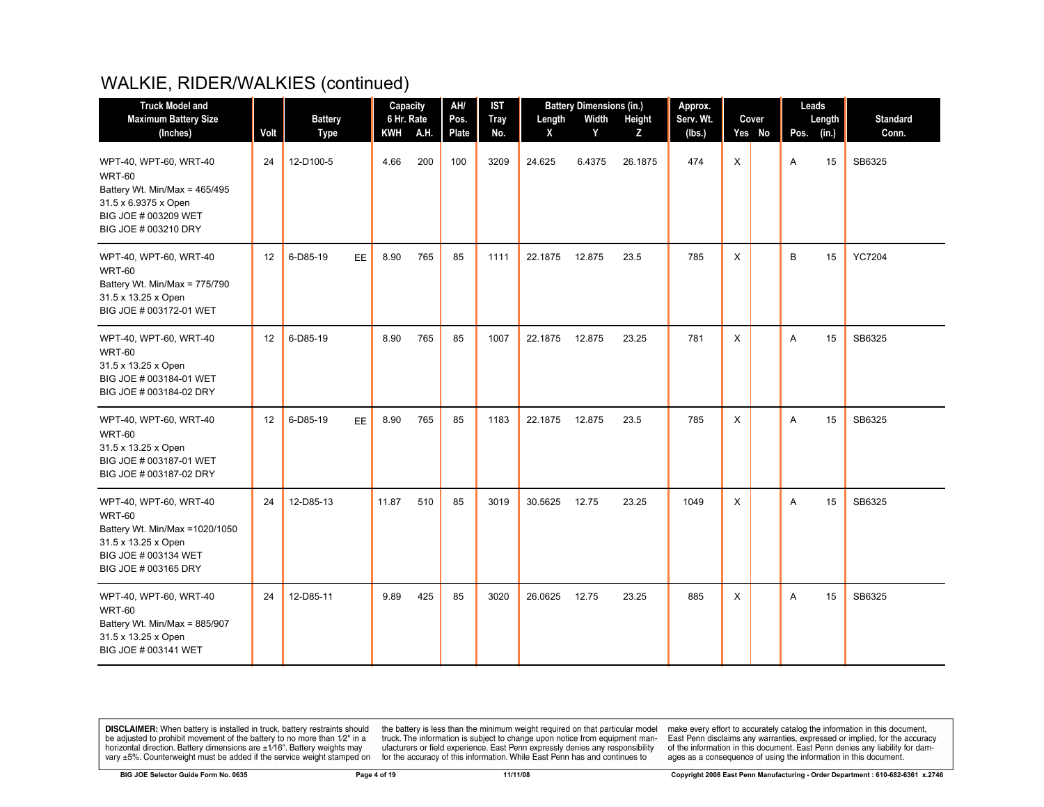# WALKIE, RIDER/WALKIES (continued)

| Truck Model and Maximum Battery Size (Inches) | Volt | Battery Type | | Capacity 6 Hr. Rate | | AH/ Pos. Plate | IST Tray No. | Battery Dimensions (in.) | | | Approx. Serv. Wt. (lbs.) | Cover | | Leads | | Standard Conn. |
|---|---|---|---|---|---|---|---|---|---|---|---|---|---|---|---|---|
| | | | | KWH | A.H. | | | Length X | Width Y | Height Z | | Yes | No | Pos. | Length (in.) | |
| WPT-40, WPT-60, WRT-40 WRT-60<br>Battery Wt. Min/Max = 465/495<br>31.5 x 6.9375 x Open<br>BIG JOE # 003209 WET<br>BIG JOE # 003210 DRY | 24 | 12-D100-5 | | 4.66 | 200 | 100 | 3209 | 24.625 | 6.4375 | 26.1875 | 474 | X | | A | 15 | SB6325 |
| WPT-40, WPT-60, WRT-40 WRT-60<br>Battery Wt. Min/Max = 775/790<br>31.5 x 13.25 x Open<br>BIG JOE # 003172-01 WET | 12 | 6-D85-19 | EE | 8.90 | 765 | 85 | 1111 | 22.1875 | 12.875 | 23.5 | 785 | X | | B | 15 | YC7204 |
| WPT-40, WPT-60, WRT-40 WRT-60<br>31.5 x 13.25 x Open<br>BIG JOE # 003184-01 WET<br>BIG JOE # 003184-02 DRY | 12 | 6-D85-19 | | 8.90 | 765 | 85 | 1007 | 22.1875 | 12.875 | 23.25 | 781 | X | | A | 15 | SB6325 |
| WPT-40, WPT-60, WRT-40 WRT-60<br>31.5 x 13.25 x Open<br>BIG JOE # 003187-01 WET<br>BIG JOE # 003187-02 DRY | 12 | 6-D85-19 | EE | 8.90 | 765 | 85 | 1183 | 22.1875 | 12.875 | 23.5 | 785 | X | | A | 15 | SB6325 |
| WPT-40, WPT-60, WRT-40 WRT-60<br>Battery Wt. Min/Max =1020/1050<br>31.5 x 13.25 x Open<br>BIG JOE # 003134 WET<br>BIG JOE # 003165 DRY | 24 | 12-D85-13 | | 11.87 | 510 | 85 | 3019 | 30.5625 | 12.75 | 23.25 | 1049 | X | | A | 15 | SB6325 |
| WPT-40, WPT-60, WRT-40 WRT-60<br>Battery Wt. Min/Max = 885/907<br>31.5 x 13.25 x Open<br>BIG JOE # 003141 WET | 24 | 12-D85-11 | | 9.89 | 425 | 85 | 3020 | 26.0625 | 12.75 | 23.25 | 885 | X | | A | 15 | SB6325 |

**DISCLAIMER:** When battery is installed in truck, battery restraints should be adjusted to prohibit movement of the battery to no more than 1⁄2" in a horizontal direction. Battery dimensions are ±1⁄16". Battery weights may vary ±5%. Counterweight must be added if the service weight stamped on the battery is less than the minimum weight required on that particular model truck. The information is subject to change upon notice from equipment manufacturers or field experience. East Penn expressly denies any responsibility for the accuracy of this information. While East Penn has and continues to make every effort to accurately catalog the information in this document, East Penn disclaims any warranties, expressed or implied, for the accuracy of the information in this document. East Penn denies any liability for damages as a consequence of using the information in this document.

BIG JOE Selector Guide Form No. 0635 | 11/11/08 | Copyright 2008 East Penn Manufacturing - Order Department : 610-682-6361 x.2746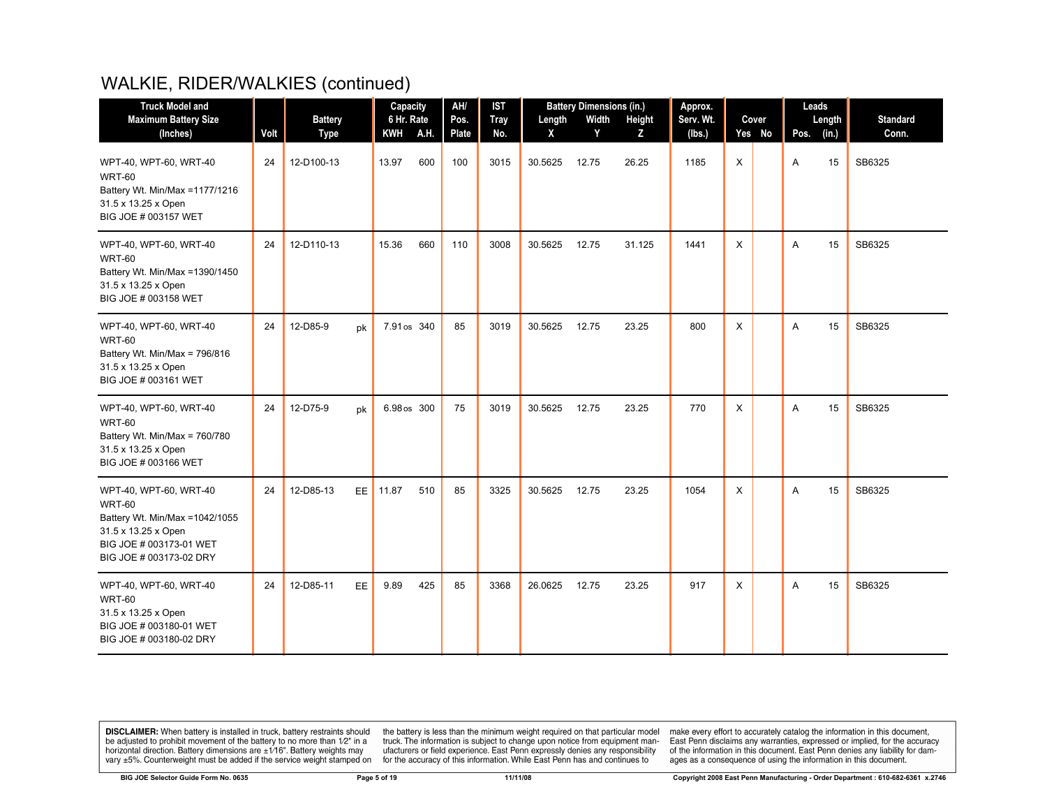# WALKIE, RIDER/WALKIES (continued)

| Truck Model and Maximum Battery Size (Inches) | Volt | Battery Type | | Capacity 6 Hr. Rate | | AH/ Pos. Plate | IST Tray No. | Battery Dimensions (in.) | | | Approx. Serv. Wt. (lbs.) | Cover | | Leads | | Standard Conn. |
|---|---|---|---|---|---|---|---|---|---|---|---|---|---|---|---|---|
| | | | | KWH | A.H. | | | Length X | Width Y | Height Z | | Yes | No | Pos. | Length (in.) | |
| WPT-40, WPT-60, WRT-40 WRT-60 Battery Wt. Min/Max =1177/1216 31.5 x 13.25 x Open BIG JOE # 003157 WET | 24 | 12-D100-13 | | 13.97 | 600 | 100 | 3015 | 30.5625 | 12.75 | 26.25 | 1185 | X | | A | 15 | SB6325 |
| WPT-40, WPT-60, WRT-40 WRT-60 Battery Wt. Min/Max =1390/1450 31.5 x 13.25 x Open BIG JOE # 003158 WET | 24 | 12-D110-13 | | 15.36 | 660 | 110 | 3008 | 30.5625 | 12.75 | 31.125 | 1441 | X | | A | 15 | SB6325 |
| WPT-40, WPT-60, WRT-40 WRT-60 Battery Wt. Min/Max = 796/816 31.5 x 13.25 x Open BIG JOE # 003161 WET | 24 | 12-D85-9 | pk | 7.91 os | 340 | 85 | 3019 | 30.5625 | 12.75 | 23.25 | 800 | X | | A | 15 | SB6325 |
| WPT-40, WPT-60, WRT-40 WRT-60 Battery Wt. Min/Max = 760/780 31.5 x 13.25 x Open BIG JOE # 003166 WET | 24 | 12-D75-9 | pk | 6.98 os | 300 | 75 | 3019 | 30.5625 | 12.75 | 23.25 | 770 | X | | A | 15 | SB6325 |
| WPT-40, WPT-60, WRT-40 WRT-60 Battery Wt. Min/Max =1042/1055 31.5 x 13.25 x Open BIG JOE # 003173-01 WET BIG JOE # 003173-02 DRY | 24 | 12-D85-13 | EE | 11.87 | 510 | 85 | 3325 | 30.5625 | 12.75 | 23.25 | 1054 | X | | A | 15 | SB6325 |
| WPT-40, WPT-60, WRT-40 WRT-60 31.5 x 13.25 x Open BIG JOE # 003180-01 WET BIG JOE # 003180-02 DRY | 24 | 12-D85-11 | EE | 9.89 | 425 | 85 | 3368 | 26.0625 | 12.75 | 23.25 | 917 | X | | A | 15 | SB6325 |

**DISCLAIMER:** When battery is installed in truck, battery restraints should be adjusted to prohibit movement of the battery to no more than 1⁄2" in a horizontal direction. Battery dimensions are ±1⁄16". Battery weights may vary ±5%. Counterweight must be added if the service weight stamped on the battery is less than the minimum weight required on that particular model truck. The information is subject to change upon notice from equipment manufacturers or field experience. East Penn expressly denies any responsibility for the accuracy of this information. While East Penn has and continues to make every effort to accurately catalog the information in this document, East Penn disclaims any warranties, expressed or implied, for the accuracy of the information in this document. East Penn denies any liability for damages as a consequence of using the information in this document.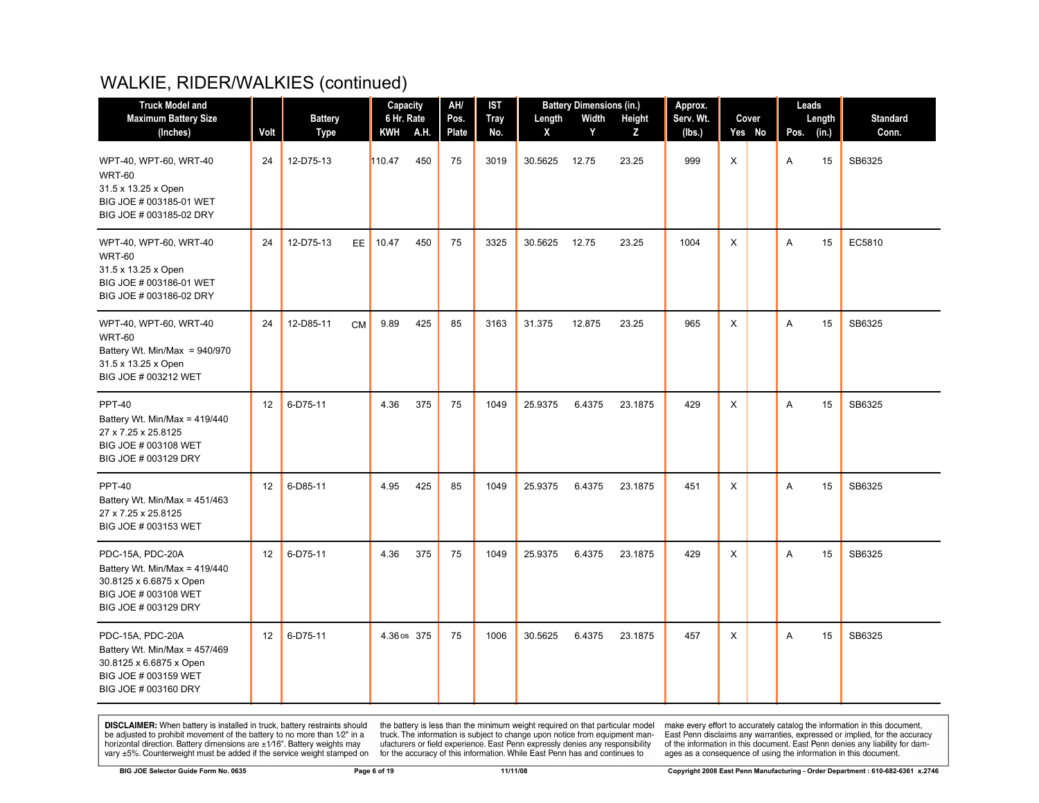# WALKIE, RIDER/WALKIES (continued)

| Truck Model and Maximum Battery Size (Inches) | Volt | Battery Type | | Capacity 6 Hr. Rate | | AH/ Pos. Plate | IST Tray No. | Battery Dimensions (in.) | | | Approx. Serv. Wt. (lbs.) | Cover | | Leads | | Standard Conn. |
|---|---|---|---|---|---|---|---|---|---|---|---|---|---|---|---|---|
| | | | | KWH | A.H. | | | Length X | Width Y | Height Z | | Yes | No | Pos. | Length (in.) | |
| WPT-40, WPT-60, WRT-40 WRT-60<br>31.5 x 13.25 x Open<br>BIG JOE # 003185-01 WET<br>BIG JOE # 003185-02 DRY | 24 | 12-D75-13 | | 110.47 | 450 | 75 | 3019 | 30.5625 | 12.75 | 23.25 | 999 | X | | A | 15 | SB6325 |
| WPT-40, WPT-60, WRT-40 WRT-60<br>31.5 x 13.25 x Open<br>BIG JOE # 003186-01 WET<br>BIG JOE # 003186-02 DRY | 24 | 12-D75-13 | EE | 10.47 | 450 | 75 | 3325 | 30.5625 | 12.75 | 23.25 | 1004 | X | | A | 15 | EC5810 |
| WPT-40, WPT-60, WRT-40 WRT-60<br>Battery Wt. Min/Max = 940/970<br>31.5 x 13.25 x Open<br>BIG JOE # 003212 WET | 24 | 12-D85-11 | CM | 9.89 | 425 | 85 | 3163 | 31.375 | 12.875 | 23.25 | 965 | X | | A | 15 | SB6325 |
| PPT-40<br>Battery Wt. Min/Max = 419/440<br>27 x 7.25 x 25.8125<br>BIG JOE # 003108 WET<br>BIG JOE # 003129 DRY | 12 | 6-D75-11 | | 4.36 | 375 | 75 | 1049 | 25.9375 | 6.4375 | 23.1875 | 429 | X | | A | 15 | SB6325 |
| PPT-40<br>Battery Wt. Min/Max = 451/463<br>27 x 7.25 x 25.8125<br>BIG JOE # 003153 WET | 12 | 6-D85-11 | | 4.95 | 425 | 85 | 1049 | 25.9375 | 6.4375 | 23.1875 | 451 | X | | A | 15 | SB6325 |
| PDC-15A, PDC-20A<br>Battery Wt. Min/Max = 419/440<br>30.8125 x 6.6875 x Open<br>BIG JOE # 003108 WET<br>BIG JOE # 003129 DRY | 12 | 6-D75-11 | | 4.36 | 375 | 75 | 1049 | 25.9375 | 6.4375 | 23.1875 | 429 | X | | A | 15 | SB6325 |
| PDC-15A, PDC-20A<br>Battery Wt. Min/Max = 457/469<br>30.8125 x 6.6875 x Open<br>BIG JOE # 003159 WET<br>BIG JOE # 003160 DRY | 12 | 6-D75-11 | | 4.36 os | 375 | 75 | 1006 | 30.5625 | 6.4375 | 23.1875 | 457 | X | | A | 15 | SB6325 |

**DISCLAIMER:** When battery is installed in truck, battery restraints should be adjusted to prohibit movement of the battery to no more than 1⁄2" in a horizontal direction. Battery dimensions are ±1⁄16". Battery weights may vary ±5%. Counterweight must be added if the service weight stamped on the battery is less than the minimum weight required on that particular model truck. The information is subject to change upon notice from equipment manufacturers or field experience. East Penn expressly denies any responsibility for the accuracy of this information. While East Penn has and continues to make every effort to accurately catalog the information in this document, East Penn disclaims any warranties, expressed or implied, for the accuracy of the information in this document. East Penn denies any liability for damages as a consequence of using the information in this document.

BIG JOE Selector Guide Form No. 0635 — 11/11/08 — Copyright 2008 East Penn Manufacturing - Order Department : 610-682-6361 x.2746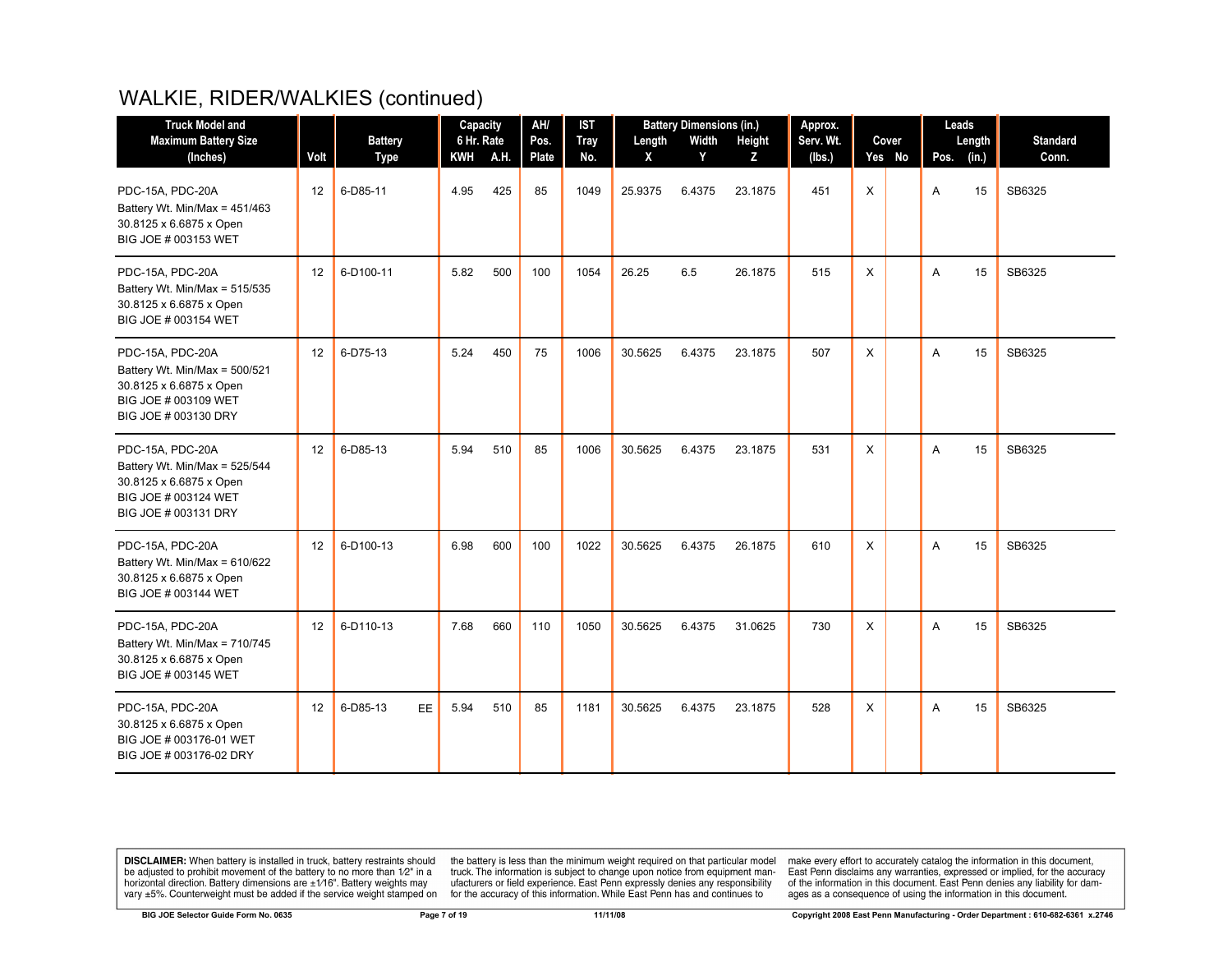# WALKIE, RIDER/WALKIES (continued)

| Truck Model and Maximum Battery Size (Inches) | Volt | Battery Type | | Capacity 6 Hr. Rate | | AH/ Pos. Plate | IST Tray No. | Battery Dimensions (in.) | | | Approx. Serv. Wt. (lbs.) | Cover | | Leads | | Standard Conn. |
|---|---|---|---|---|---|---|---|---|---|---|---|---|---|---|---|---|
| | | | | KWH | A.H. | | | Length X | Width Y | Height Z | | Yes | No | Pos. | Length (in.) | |
| PDC-15A, PDC-20A<br>Battery Wt. Min/Max = 451/463<br>30.8125 x 6.6875 x Open<br>BIG JOE # 003153 WET | 12 | 6-D85-11 | | 4.95 | 425 | 85 | 1049 | 25.9375 | 6.4375 | 23.1875 | 451 | X | | A | 15 | SB6325 |
| PDC-15A, PDC-20A<br>Battery Wt. Min/Max = 515/535<br>30.8125 x 6.6875 x Open<br>BIG JOE # 003154 WET | 12 | 6-D100-11 | | 5.82 | 500 | 100 | 1054 | 26.25 | 6.5 | 26.1875 | 515 | X | | A | 15 | SB6325 |
| PDC-15A, PDC-20A<br>Battery Wt. Min/Max = 500/521<br>30.8125 x 6.6875 x Open<br>BIG JOE # 003109 WET<br>BIG JOE # 003130 DRY | 12 | 6-D75-13 | | 5.24 | 450 | 75 | 1006 | 30.5625 | 6.4375 | 23.1875 | 507 | X | | A | 15 | SB6325 |
| PDC-15A, PDC-20A<br>Battery Wt. Min/Max = 525/544<br>30.8125 x 6.6875 x Open<br>BIG JOE # 003124 WET<br>BIG JOE # 003131 DRY | 12 | 6-D85-13 | | 5.94 | 510 | 85 | 1006 | 30.5625 | 6.4375 | 23.1875 | 531 | X | | A | 15 | SB6325 |
| PDC-15A, PDC-20A<br>Battery Wt. Min/Max = 610/622<br>30.8125 x 6.6875 x Open<br>BIG JOE # 003144 WET | 12 | 6-D100-13 | | 6.98 | 600 | 100 | 1022 | 30.5625 | 6.4375 | 26.1875 | 610 | X | | A | 15 | SB6325 |
| PDC-15A, PDC-20A<br>Battery Wt. Min/Max = 710/745<br>30.8125 x 6.6875 x Open<br>BIG JOE # 003145 WET | 12 | 6-D110-13 | | 7.68 | 660 | 110 | 1050 | 30.5625 | 6.4375 | 31.0625 | 730 | X | | A | 15 | SB6325 |
| PDC-15A, PDC-20A<br>30.8125 x 6.6875 x Open<br>BIG JOE # 003176-01 WET<br>BIG JOE # 003176-02 DRY | 12 | 6-D85-13 | EE | 5.94 | 510 | 85 | 1181 | 30.5625 | 6.4375 | 23.1875 | 528 | X | | A | 15 | SB6325 |

**DISCLAIMER:** When battery is installed in truck, battery restraints should be adjusted to prohibit movement of the battery to no more than 1⁄2" in a horizontal direction. Battery dimensions are ±1⁄16". Battery weights may vary ±5%. Counterweight must be added if the service weight stamped on the battery is less than the minimum weight required on that particular model truck. The information is subject to change upon notice from equipment manufacturers or field experience. East Penn expressly denies any responsibility for the accuracy of this information. While East Penn has and continues to make every effort to accurately catalog the information in this document, East Penn disclaims any warranties, expressed or implied, for the accuracy of the information in this document. East Penn denies any liability for damages as a consequence of using the information in this document.

BIG JOE Selector Guide Form No. 0635 — 11/11/08 — Copyright 2008 East Penn Manufacturing - Order Department : 610-682-6361 x.2746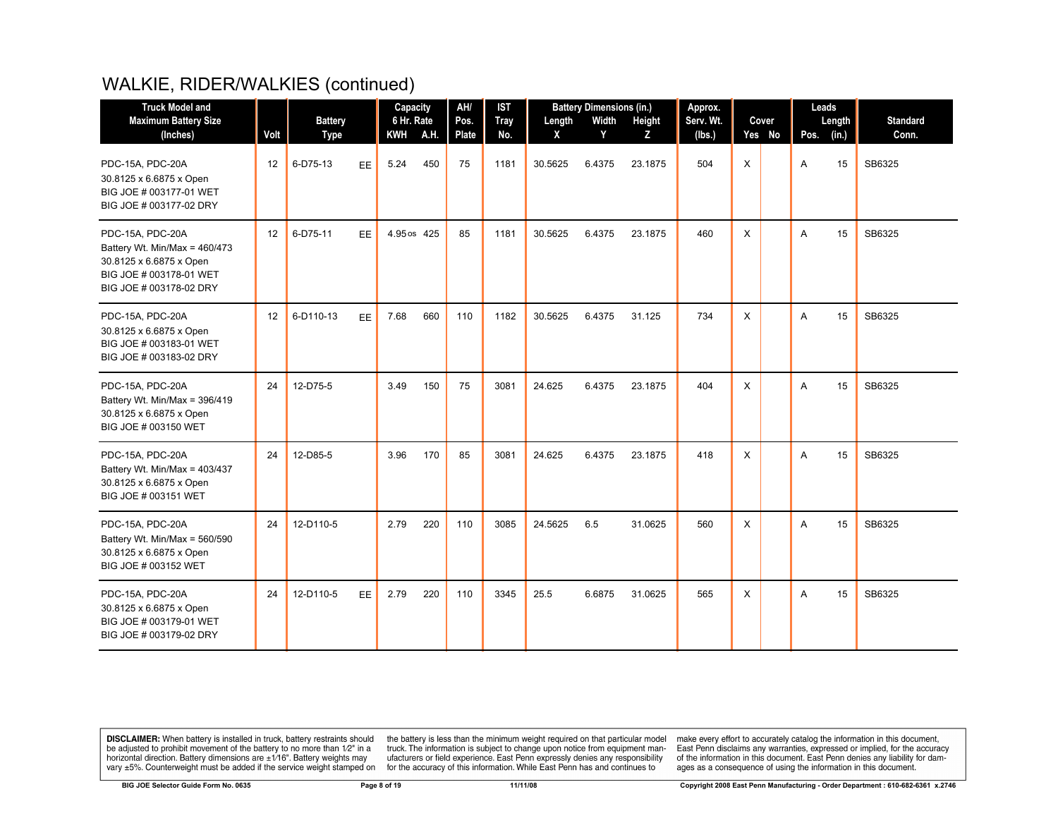# WALKIE, RIDER/WALKIES (continued)

| Truck Model and Maximum Battery Size (Inches) | Volt | Battery Type | | Capacity 6 Hr. Rate | | AH/ Pos. Plate | IST Tray No. | Battery Dimensions (in.) | | | Approx. Serv. Wt. (lbs.) | Cover | | Leads | | Standard Conn. |
|---|---|---|---|---|---|---|---|---|---|---|---|---|---|---|---|---|
| | | | | KWH | A.H. | | | Length X | Width Y | Height Z | | Yes | No | Pos. | Length (in.) | |
| PDC-15A, PDC-20A<br>30.8125 x 6.6875 x Open<br>BIG JOE # 003177-01 WET<br>BIG JOE # 003177-02 DRY | 12 | 6-D75-13 | EE | 5.24 | 450 | 75 | 1181 | 30.5625 | 6.4375 | 23.1875 | 504 | X | | A | 15 | SB6325 |
| PDC-15A, PDC-20A<br>Battery Wt. Min/Max = 460/473<br>30.8125 x 6.6875 x Open<br>BIG JOE # 003178-01 WET<br>BIG JOE # 003178-02 DRY | 12 | 6-D75-11 | EE | 4.95 os | 425 | 85 | 1181 | 30.5625 | 6.4375 | 23.1875 | 460 | X | | A | 15 | SB6325 |
| PDC-15A, PDC-20A<br>30.8125 x 6.6875 x Open<br>BIG JOE # 003183-01 WET<br>BIG JOE # 003183-02 DRY | 12 | 6-D110-13 | EE | 7.68 | 660 | 110 | 1182 | 30.5625 | 6.4375 | 31.125 | 734 | X | | A | 15 | SB6325 |
| PDC-15A, PDC-20A<br>Battery Wt. Min/Max = 396/419<br>30.8125 x 6.6875 x Open<br>BIG JOE # 003150 WET | 24 | 12-D75-5 | | 3.49 | 150 | 75 | 3081 | 24.625 | 6.4375 | 23.1875 | 404 | X | | A | 15 | SB6325 |
| PDC-15A, PDC-20A<br>Battery Wt. Min/Max = 403/437<br>30.8125 x 6.6875 x Open<br>BIG JOE # 003151 WET | 24 | 12-D85-5 | | 3.96 | 170 | 85 | 3081 | 24.625 | 6.4375 | 23.1875 | 418 | X | | A | 15 | SB6325 |
| PDC-15A, PDC-20A<br>Battery Wt. Min/Max = 560/590<br>30.8125 x 6.6875 x Open<br>BIG JOE # 003152 WET | 24 | 12-D110-5 | | 2.79 | 220 | 110 | 3085 | 24.5625 | 6.5 | 31.0625 | 560 | X | | A | 15 | SB6325 |
| PDC-15A, PDC-20A<br>30.8125 x 6.6875 x Open<br>BIG JOE # 003179-01 WET<br>BIG JOE # 003179-02 DRY | 24 | 12-D110-5 | EE | 2.79 | 220 | 110 | 3345 | 25.5 | 6.6875 | 31.0625 | 565 | X | | A | 15 | SB6325 |

**DISCLAIMER:** When battery is installed in truck, battery restraints should be adjusted to prohibit movement of the battery to no more than 1⁄2" in a horizontal direction. Battery dimensions are ±1⁄16". Battery weights may vary ±5%. Counterweight must be added if the service weight stamped on the battery is less than the minimum weight required on that particular model truck. The information is subject to change upon notice from equipment manufacturers or field experience. East Penn expressly denies any responsibility for the accuracy of this information. While East Penn has and continues to make every effort to accurately catalog the information in this document, East Penn disclaims any warranties, expressed or implied, for the accuracy of the information in this document. East Penn denies any liability for damages as a consequence of using the information in this document.

BIG JOE Selector Guide Form No. 0635 | 11/11/08 | Copyright 2008 East Penn Manufacturing - Order Department : 610-682-6361 x.2746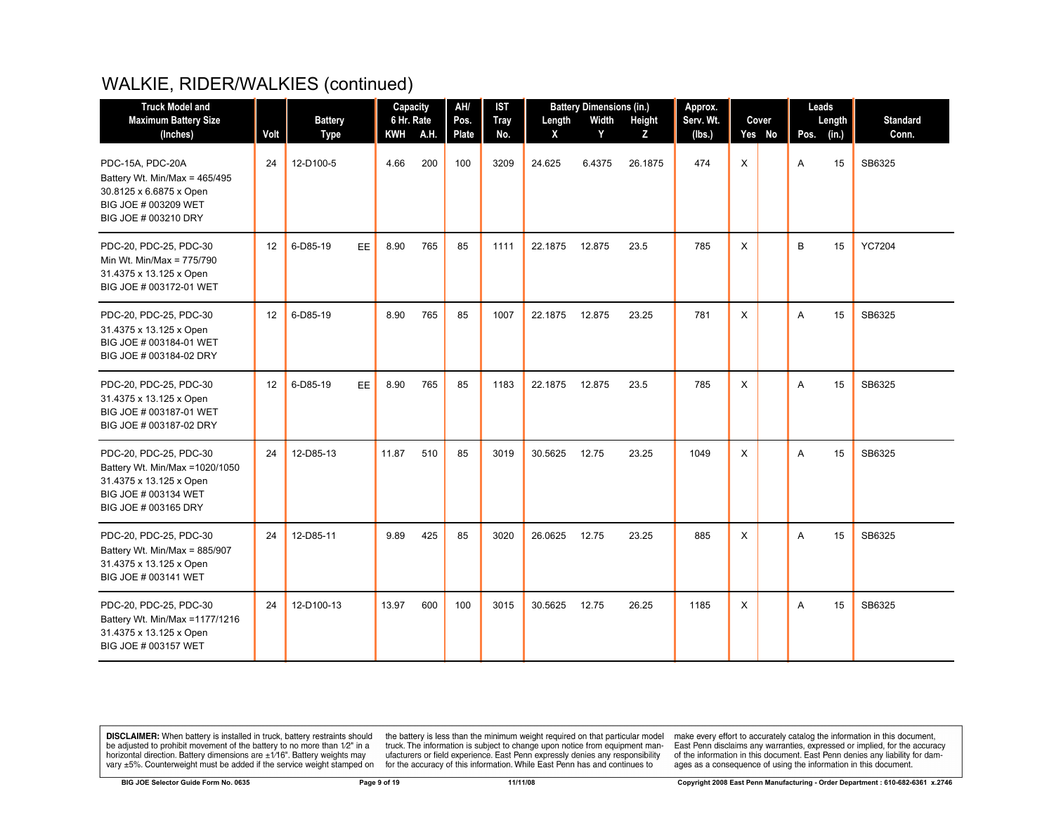# WALKIE, RIDER/WALKIES (continued)

| Truck Model and Maximum Battery Size (Inches) | Volt | Battery Type | | Capacity 6 Hr. Rate | | AH/ Pos. Plate | IST Tray No. | Battery Dimensions (in.) | | | Approx. Serv. Wt. (lbs.) | Cover | | Leads | | Standard Conn. |
|---|---|---|---|---|---|---|---|---|---|---|---|---|---|---|---|---|
| | | | | KWH | A.H. | | | Length X | Width Y | Height Z | | Yes | No | Pos. | Length (in.) | |
| PDC-15A, PDC-20A<br>Battery Wt. Min/Max = 465/495<br>30.8125 x 6.6875 x Open<br>BIG JOE # 003209 WET<br>BIG JOE # 003210 DRY | 24 | 12-D100-5 | | 4.66 | 200 | 100 | 3209 | 24.625 | 6.4375 | 26.1875 | 474 | X | | A | 15 | SB6325 |
| PDC-20, PDC-25, PDC-30<br>Min Wt. Min/Max = 775/790<br>31.4375 x 13.125 x Open<br>BIG JOE # 003172-01 WET | 12 | 6-D85-19 | EE | 8.90 | 765 | 85 | 1111 | 22.1875 | 12.875 | 23.5 | 785 | X | | B | 15 | YC7204 |
| PDC-20, PDC-25, PDC-30<br>31.4375 x 13.125 x Open<br>BIG JOE # 003184-01 WET<br>BIG JOE # 003184-02 DRY | 12 | 6-D85-19 | | 8.90 | 765 | 85 | 1007 | 22.1875 | 12.875 | 23.25 | 781 | X | | A | 15 | SB6325 |
| PDC-20, PDC-25, PDC-30<br>31.4375 x 13.125 x Open<br>BIG JOE # 003187-01 WET<br>BIG JOE # 003187-02 DRY | 12 | 6-D85-19 | EE | 8.90 | 765 | 85 | 1183 | 22.1875 | 12.875 | 23.5 | 785 | X | | A | 15 | SB6325 |
| PDC-20, PDC-25, PDC-30<br>Battery Wt. Min/Max =1020/1050<br>31.4375 x 13.125 x Open<br>BIG JOE # 003134 WET<br>BIG JOE # 003165 DRY | 24 | 12-D85-13 | | 11.87 | 510 | 85 | 3019 | 30.5625 | 12.75 | 23.25 | 1049 | X | | A | 15 | SB6325 |
| PDC-20, PDC-25, PDC-30<br>Battery Wt. Min/Max = 885/907<br>31.4375 x 13.125 x Open<br>BIG JOE # 003141 WET | 24 | 12-D85-11 | | 9.89 | 425 | 85 | 3020 | 26.0625 | 12.75 | 23.25 | 885 | X | | A | 15 | SB6325 |
| PDC-20, PDC-25, PDC-30<br>Battery Wt. Min/Max =1177/1216<br>31.4375 x 13.125 x Open<br>BIG JOE # 003157 WET | 24 | 12-D100-13 | | 13.97 | 600 | 100 | 3015 | 30.5625 | 12.75 | 26.25 | 1185 | X | | A | 15 | SB6325 |

**DISCLAIMER:** When battery is installed in truck, battery restraints should be adjusted to prohibit movement of the battery to no more than 1⁄2" in a horizontal direction. Battery dimensions are ±1⁄16". Battery weights may vary ±5%. Counterweight must be added if the service weight stamped on the battery is less than the minimum weight required on that particular model truck. The information is subject to change upon notice from equipment manufacturers or field experience. East Penn expressly denies any responsibility for the accuracy of this information. While East Penn has and continues to make every effort to accurately catalog the information in this document, East Penn disclaims any warranties, expressed or implied, for the accuracy of the information in this document. East Penn denies any liability for damages as a consequence of using the information in this document.

BIG JOE Selector Guide Form No. 0635 — 11/11/08 — Copyright 2008 East Penn Manufacturing - Order Department : 610-682-6361 x.2746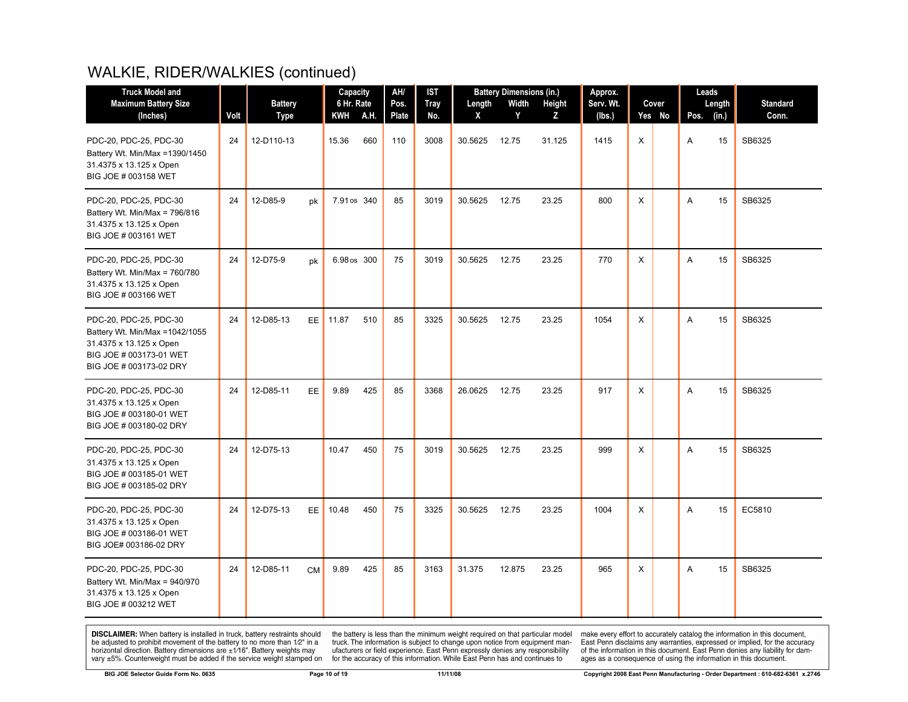# WALKIE, RIDER/WALKIES (continued)

| Truck Model and Maximum Battery Size (Inches) | Volt | Battery Type | | Capacity 6 Hr. Rate | | AH/ Pos. Plate | IST Tray No. | Battery Dimensions (in.) | | | Approx. Serv. Wt. (lbs.) | Cover | | Leads | | Standard Conn. |
|---|---|---|---|---|---|---|---|---|---|---|---|---|---|---|---|---|
| | | | | KWH | A.H. | | | Length X | Width Y | Height Z | | Yes | No | Pos. | Length (in.) | |
| PDC-20, PDC-25, PDC-30<br>Battery Wt. Min/Max =1390/1450<br>31.4375 x 13.125 x Open<br>BIG JOE # 003158 WET | 24 | 12-D110-13 | | 15.36 | 660 | 110 | 3008 | 30.5625 | 12.75 | 31.125 | 1415 | X | | A | 15 | SB6325 |
| PDC-20, PDC-25, PDC-30<br>Battery Wt. Min/Max = 796/816<br>31.4375 x 13.125 x Open<br>BIG JOE # 003161 WET | 24 | 12-D85-9 | pk | 7.91 os | 340 | 85 | 3019 | 30.5625 | 12.75 | 23.25 | 800 | X | | A | 15 | SB6325 |
| PDC-20, PDC-25, PDC-30<br>Battery Wt. Min/Max = 760/780<br>31.4375 x 13.125 x Open<br>BIG JOE # 003166 WET | 24 | 12-D75-9 | pk | 6.98 os | 300 | 75 | 3019 | 30.5625 | 12.75 | 23.25 | 770 | X | | A | 15 | SB6325 |
| PDC-20, PDC-25, PDC-30<br>Battery Wt. Min/Max =1042/1055<br>31.4375 x 13.125 x Open<br>BIG JOE # 003173-01 WET<br>BIG JOE # 003173-02 DRY | 24 | 12-D85-13 | EE | 11.87 | 510 | 85 | 3325 | 30.5625 | 12.75 | 23.25 | 1054 | X | | A | 15 | SB6325 |
| PDC-20, PDC-25, PDC-30<br>31.4375 x 13.125 x Open<br>BIG JOE # 003180-01 WET<br>BIG JOE # 003180-02 DRY | 24 | 12-D85-11 | EE | 9.89 | 425 | 85 | 3368 | 26.0625 | 12.75 | 23.25 | 917 | X | | A | 15 | SB6325 |
| PDC-20, PDC-25, PDC-30<br>31.4375 x 13.125 x Open<br>BIG JOE # 003185-01 WET<br>BIG JOE # 003185-02 DRY | 24 | 12-D75-13 | | 10.47 | 450 | 75 | 3019 | 30.5625 | 12.75 | 23.25 | 999 | X | | A | 15 | SB6325 |
| PDC-20, PDC-25, PDC-30<br>31.4375 x 13.125 x Open<br>BIG JOE # 003186-01 WET<br>BIG JOE# 003186-02 DRY | 24 | 12-D75-13 | EE | 10.48 | 450 | 75 | 3325 | 30.5625 | 12.75 | 23.25 | 1004 | X | | A | 15 | EC5810 |
| PDC-20, PDC-25, PDC-30<br>Battery Wt. Min/Max = 940/970<br>31.4375 x 13.125 x Open<br>BIG JOE # 003212 WET | 24 | 12-D85-11 | CM | 9.89 | 425 | 85 | 3163 | 31.375 | 12.875 | 23.25 | 965 | X | | A | 15 | SB6325 |

**DISCLAIMER:** When battery is installed in truck, battery restraints should be adjusted to prohibit movement of the battery to no more than 1⁄2" in a horizontal direction. Battery dimensions are ±1⁄16". Battery weights may vary ±5%. Counterweight must be added if the service weight stamped on the battery is less than the minimum weight required on that particular model truck. The information is subject to change upon notice from equipment manufacturers or field experience. East Penn expressly denies any responsibility for the accuracy of this information. While East Penn has and continues to make every effort to accurately catalog the information in this document, East Penn disclaims any warranties, expressed or implied, for the accuracy of the information in this document. East Penn denies any liability for damages as a consequence of using the information in this document.

BIG JOE Selector Guide Form No. 0635 — 11/11/08 — Copyright 2008 East Penn Manufacturing - Order Department : 610-682-6361 x.2746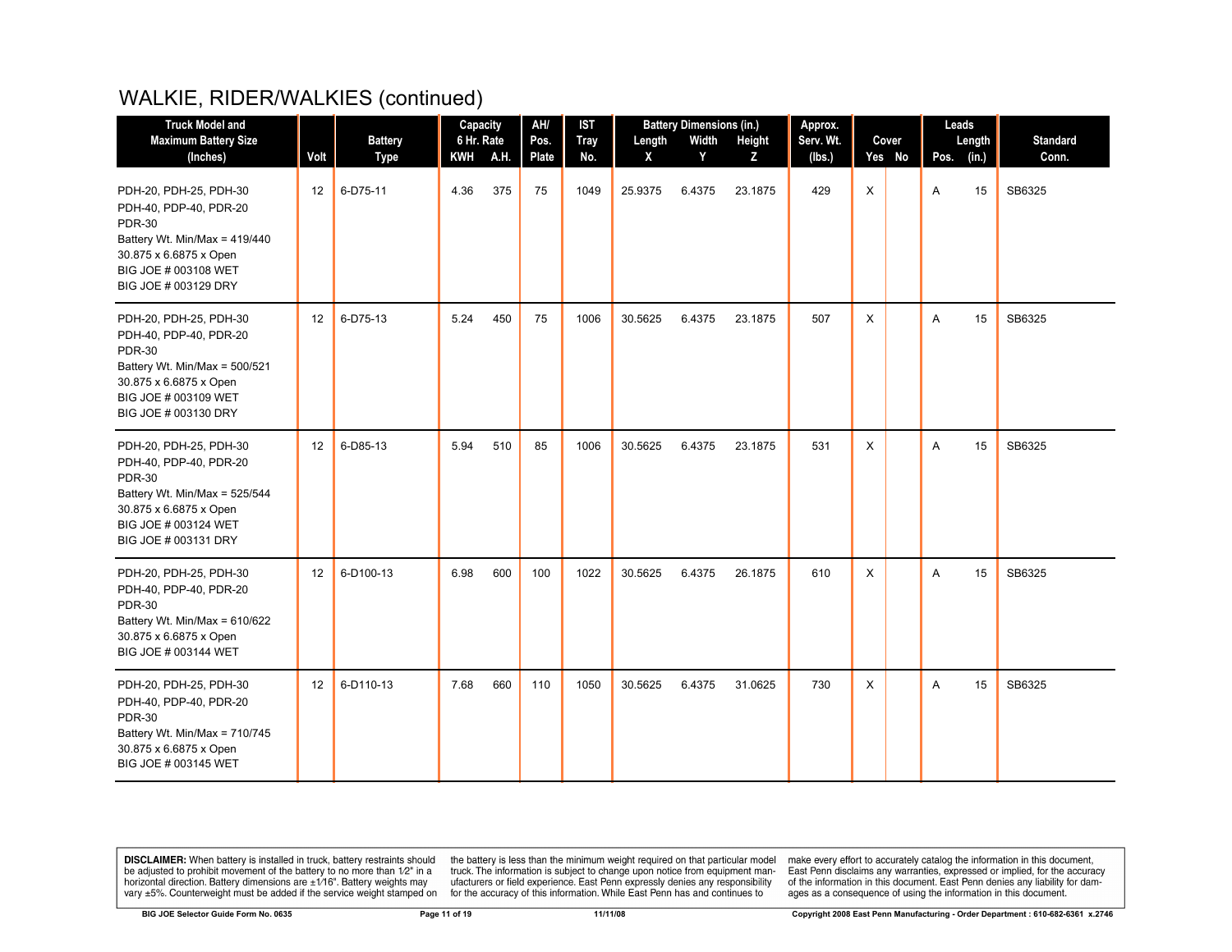# WALKIE, RIDER/WALKIES (continued)

| Truck Model and Maximum Battery Size (Inches) | Volt | Battery Type | Capacity 6 Hr. Rate | | AH/ Pos. Plate | IST Tray No. | Battery Dimensions (in.) | | | Approx. Serv. Wt. (lbs.) | Cover | | Leads | | Standard Conn. |
|---|---|---|---|---|---|---|---|---|---|---|---|---|---|---|---|
| | | | KWH | A.H. | | | Length X | Width Y | Height Z | | Yes | No | Pos. | Length (in.) | |
| PDH-20, PDH-25, PDH-30 PDH-40, PDP-40, PDR-20 PDR-30 Battery Wt. Min/Max = 419/440 30.875 x 6.6875 x Open BIG JOE # 003108 WET BIG JOE # 003129 DRY | 12 | 6-D75-11 | 4.36 | 375 | 75 | 1049 | 25.9375 | 6.4375 | 23.1875 | 429 | X | | A | 15 | SB6325 |
| PDH-20, PDH-25, PDH-30 PDH-40, PDP-40, PDR-20 PDR-30 Battery Wt. Min/Max = 500/521 30.875 x 6.6875 x Open BIG JOE # 003109 WET BIG JOE # 003130 DRY | 12 | 6-D75-13 | 5.24 | 450 | 75 | 1006 | 30.5625 | 6.4375 | 23.1875 | 507 | X | | A | 15 | SB6325 |
| PDH-20, PDH-25, PDH-30 PDH-40, PDP-40, PDR-20 PDR-30 Battery Wt. Min/Max = 525/544 30.875 x 6.6875 x Open BIG JOE # 003124 WET BIG JOE # 003131 DRY | 12 | 6-D85-13 | 5.94 | 510 | 85 | 1006 | 30.5625 | 6.4375 | 23.1875 | 531 | X | | A | 15 | SB6325 |
| PDH-20, PDH-25, PDH-30 PDH-40, PDP-40, PDR-20 PDR-30 Battery Wt. Min/Max = 610/622 30.875 x 6.6875 x Open BIG JOE # 003144 WET | 12 | 6-D100-13 | 6.98 | 600 | 100 | 1022 | 30.5625 | 6.4375 | 26.1875 | 610 | X | | A | 15 | SB6325 |
| PDH-20, PDH-25, PDH-30 PDH-40, PDP-40, PDR-20 PDR-30 Battery Wt. Min/Max = 710/745 30.875 x 6.6875 x Open BIG JOE # 003145 WET | 12 | 6-D110-13 | 7.68 | 660 | 110 | 1050 | 30.5625 | 6.4375 | 31.0625 | 730 | X | | A | 15 | SB6325 |

**DISCLAIMER:** When battery is installed in truck, battery restraints should be adjusted to prohibit movement of the battery to no more than 1⁄2" in a horizontal direction. Battery dimensions are ±1⁄16". Battery weights may vary ±5%. Counterweight must be added if the service weight stamped on the battery is less than the minimum weight required on that particular model truck. The information is subject to change upon notice from equipment manufacturers or field experience. East Penn expressly denies any responsibility for the accuracy of this information. While East Penn has and continues to make every effort to accurately catalog the information in this document, East Penn disclaims any warranties, expressed or implied, for the accuracy of the information in this document. East Penn denies any liability for damages as a consequence of using the information in this document.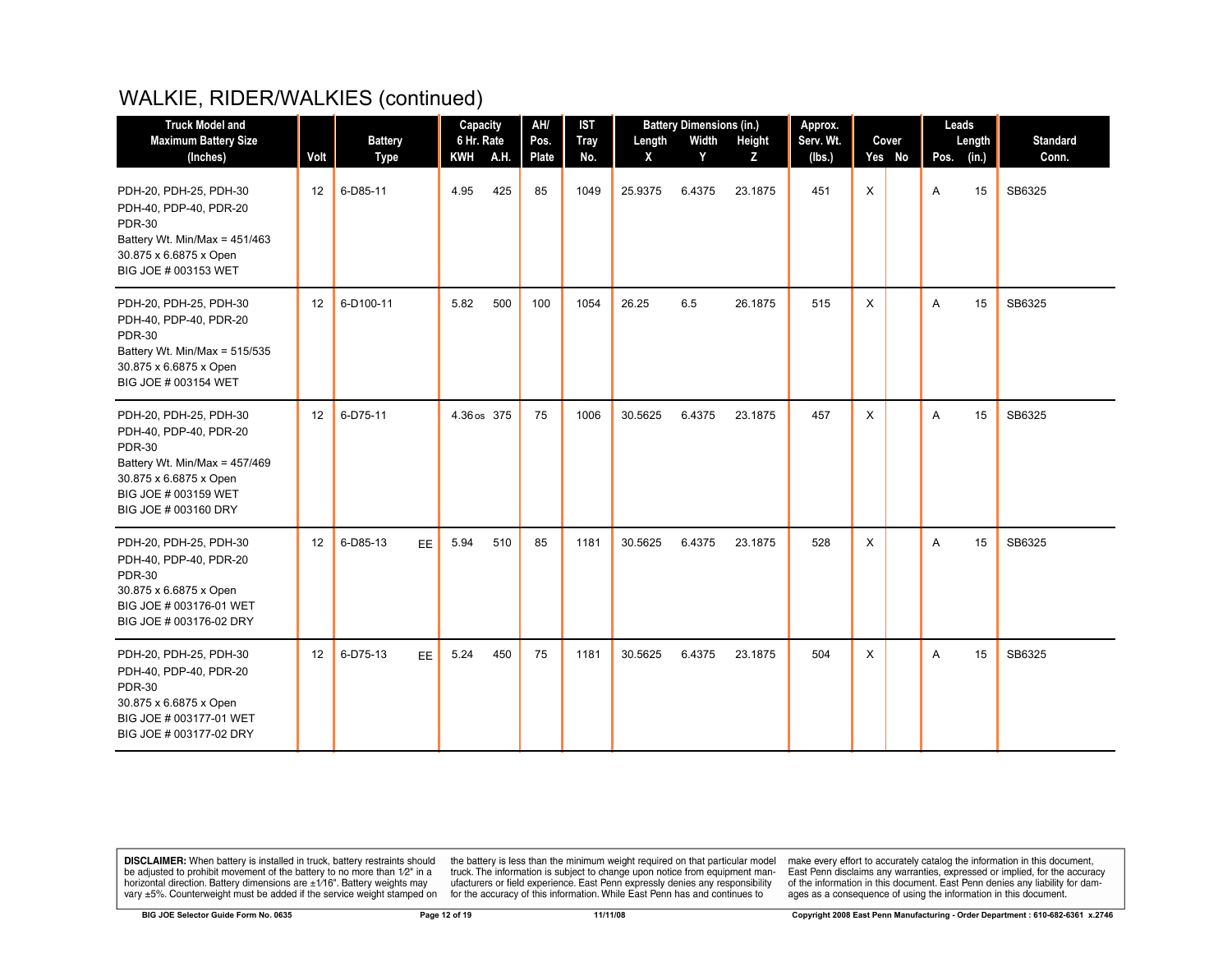# WALKIE, RIDER/WALKIES (continued)

| Truck Model and Maximum Battery Size (Inches) | Volt | Battery Type | | Capacity 6 Hr. Rate | | AH/ Pos. Plate | IST Tray No. | Battery Dimensions (in.) | | | Approx. Serv. Wt. (lbs.) | Cover | | Leads | | Standard Conn. |
|---|---|---|---|---|---|---|---|---|---|---|---|---|---|---|---|---|
| | | | | KWH | A.H. | | | Length X | Width Y | Height Z | | Yes | No | Pos. | Length (in.) | |
| PDH-20, PDH-25, PDH-30<br>PDH-40, PDP-40, PDR-20<br>PDR-30<br>Battery Wt. Min/Max = 451/463<br>30.875 x 6.6875 x Open<br>BIG JOE # 003153 WET | 12 | 6-D85-11 | | 4.95 | 425 | 85 | 1049 | 25.9375 | 6.4375 | 23.1875 | 451 | X | | A | 15 | SB6325 |
| PDH-20, PDH-25, PDH-30<br>PDH-40, PDP-40, PDR-20<br>PDR-30<br>Battery Wt. Min/Max = 515/535<br>30.875 x 6.6875 x Open<br>BIG JOE # 003154 WET | 12 | 6-D100-11 | | 5.82 | 500 | 100 | 1054 | 26.25 | 6.5 | 26.1875 | 515 | X | | A | 15 | SB6325 |
| PDH-20, PDH-25, PDH-30<br>PDH-40, PDP-40, PDR-20<br>PDR-30<br>Battery Wt. Min/Max = 457/469<br>30.875 x 6.6875 x Open<br>BIG JOE # 003159 WET<br>BIG JOE # 003160 DRY | 12 | 6-D75-11 | | 4.36 os | 375 | 75 | 1006 | 30.5625 | 6.4375 | 23.1875 | 457 | X | | A | 15 | SB6325 |
| PDH-20, PDH-25, PDH-30<br>PDH-40, PDP-40, PDR-20<br>PDR-30<br>30.875 x 6.6875 x Open<br>BIG JOE # 003176-01 WET<br>BIG JOE # 003176-02 DRY | 12 | 6-D85-13 | EE | 5.94 | 510 | 85 | 1181 | 30.5625 | 6.4375 | 23.1875 | 528 | X | | A | 15 | SB6325 |
| PDH-20, PDH-25, PDH-30<br>PDH-40, PDP-40, PDR-20<br>PDR-30<br>30.875 x 6.6875 x Open<br>BIG JOE # 003177-01 WET<br>BIG JOE # 003177-02 DRY | 12 | 6-D75-13 | EE | 5.24 | 450 | 75 | 1181 | 30.5625 | 6.4375 | 23.1875 | 504 | X | | A | 15 | SB6325 |

**DISCLAIMER:** When battery is installed in truck, battery restraints should be adjusted to prohibit movement of the battery to no more than 1⁄2" in a horizontal direction. Battery dimensions are ±1⁄16". Battery weights may vary ±5%. Counterweight must be added if the service weight stamped on the battery is less than the minimum weight required on that particular model truck. The information is subject to change upon notice from equipment manufacturers or field experience. East Penn expressly denies any responsibility for the accuracy of this information. While East Penn has and continues to make every effort to accurately catalog the information in this document, East Penn disclaims any warranties, expressed or implied, for the accuracy of the information in this document. East Penn denies any liability for damages as a consequence of using the information in this document.

BIG JOE Selector Guide Form No. 0635 | 11/11/08 | Copyright 2008 East Penn Manufacturing - Order Department : 610-682-6361 x.2746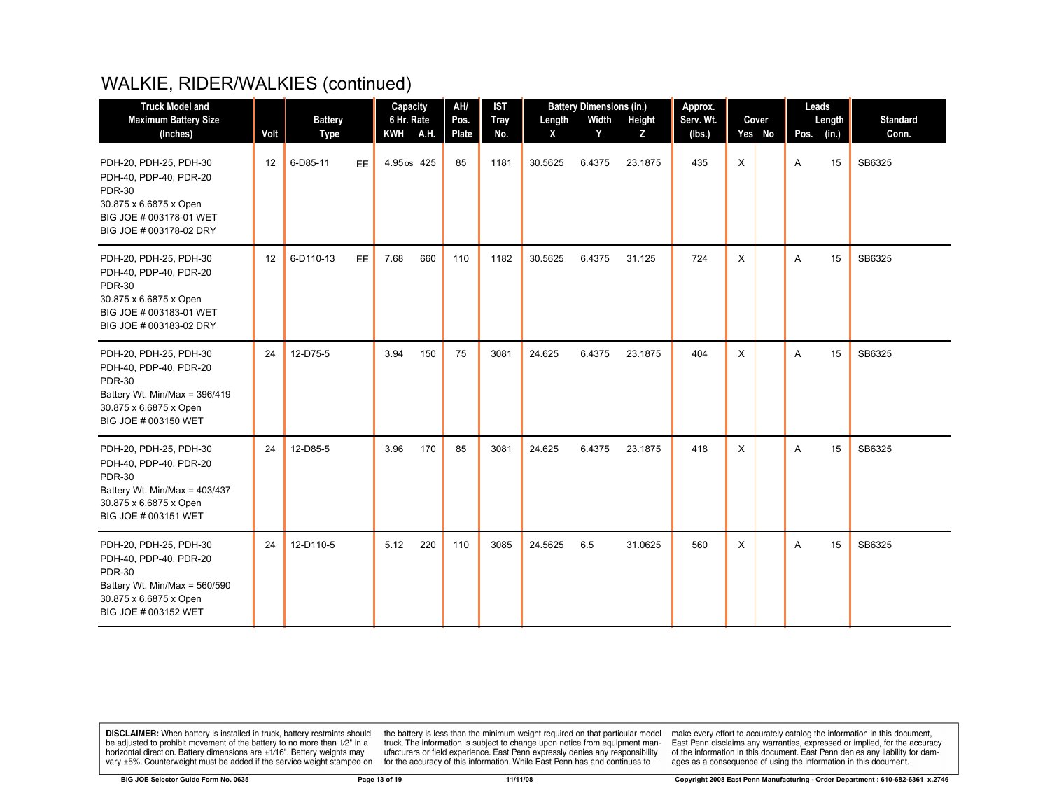# WALKIE, RIDER/WALKIES (continued)

| Truck Model and Maximum Battery Size (Inches) | Volt | Battery Type | | Capacity 6 Hr. Rate | | AH/ Pos. Plate | IST Tray No. | Battery Dimensions (in.) | | | Approx. Serv. Wt. (lbs.) | Cover | | Leads | | Standard Conn. |
|---|---|---|---|---|---|---|---|---|---|---|---|---|---|---|---|---|
| | | | | KWH | A.H. | | | Length X | Width Y | Height Z | | Yes | No | Pos. | Length (in.) | |
| PDH-20, PDH-25, PDH-30<br>PDH-40, PDP-40, PDR-20<br>PDR-30<br>30.875 x 6.6875 x Open<br>BIG JOE # 003178-01 WET<br>BIG JOE # 003178-02 DRY | 12 | 6-D85-11 | EE | 4.95 os | 425 | 85 | 1181 | 30.5625 | 6.4375 | 23.1875 | 435 | X | | A | 15 | SB6325 |
| PDH-20, PDH-25, PDH-30<br>PDH-40, PDP-40, PDR-20<br>PDR-30<br>30.875 x 6.6875 x Open<br>BIG JOE # 003183-01 WET<br>BIG JOE # 003183-02 DRY | 12 | 6-D110-13 | EE | 7.68 | 660 | 110 | 1182 | 30.5625 | 6.4375 | 31.125 | 724 | X | | A | 15 | SB6325 |
| PDH-20, PDH-25, PDH-30<br>PDH-40, PDP-40, PDR-20<br>PDR-30<br>Battery Wt. Min/Max = 396/419<br>30.875 x 6.6875 x Open<br>BIG JOE # 003150 WET | 24 | 12-D75-5 | | 3.94 | 150 | 75 | 3081 | 24.625 | 6.4375 | 23.1875 | 404 | X | | A | 15 | SB6325 |
| PDH-20, PDH-25, PDH-30<br>PDH-40, PDP-40, PDR-20<br>PDR-30<br>Battery Wt. Min/Max = 403/437<br>30.875 x 6.6875 x Open<br>BIG JOE # 003151 WET | 24 | 12-D85-5 | | 3.96 | 170 | 85 | 3081 | 24.625 | 6.4375 | 23.1875 | 418 | X | | A | 15 | SB6325 |
| PDH-20, PDH-25, PDH-30<br>PDH-40, PDP-40, PDR-20<br>PDR-30<br>Battery Wt. Min/Max = 560/590<br>30.875 x 6.6875 x Open<br>BIG JOE # 003152 WET | 24 | 12-D110-5 | | 5.12 | 220 | 110 | 3085 | 24.5625 | 6.5 | 31.0625 | 560 | X | | A | 15 | SB6325 |

**DISCLAIMER:** When battery is installed in truck, battery restraints should be adjusted to prohibit movement of the battery to no more than 1/2" in a horizontal direction. Battery dimensions are ±1/16". Battery weights may vary ±5%. Counterweight must be added if the service weight stamped on the battery is less than the minimum weight required on that particular model truck. The information is subject to change upon notice from equipment manufacturers or field experience. East Penn expressly denies any responsibility for the accuracy of this information. While East Penn has and continues to make every effort to accurately catalog the information in this document, East Penn disclaims any warranties, expressed or implied, for the accuracy of the information in this document. East Penn denies any liability for damages as a consequence of using the information in this document.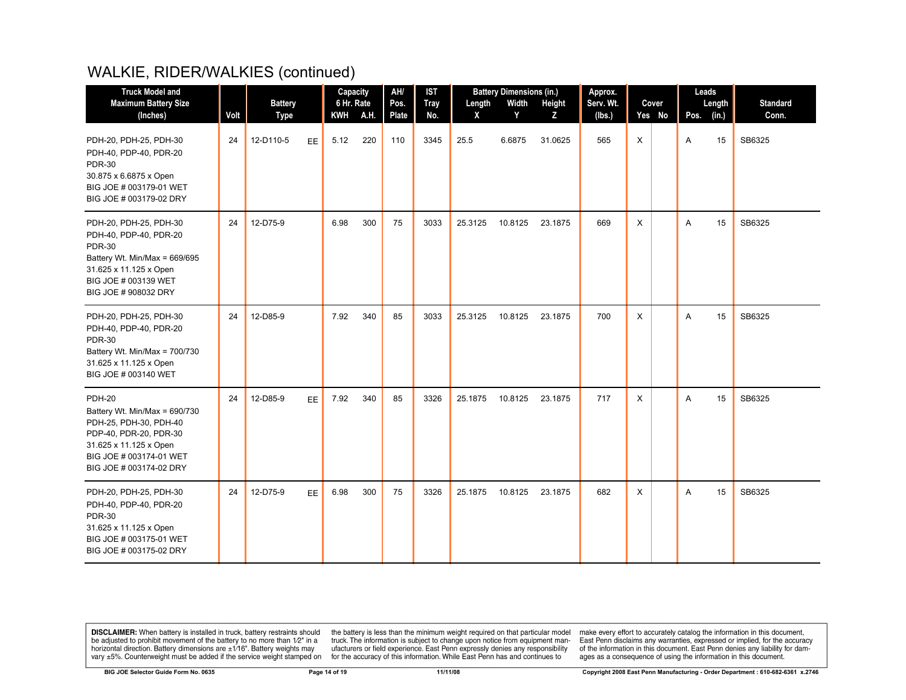# WALKIE, RIDER/WALKIES (continued)

| Truck Model and Maximum Battery Size (Inches) | Volt | Battery Type | | Capacity 6 Hr. Rate | | AH/ Pos. Plate | IST Tray No. | Battery Dimensions (in.) | | | Approx. Serv. Wt. (lbs.) | Cover | | Leads | | Standard Conn. |
|---|---|---|---|---|---|---|---|---|---|---|---|---|---|---|---|---|
| | | | | KWH | A.H. | | | Length X | Width Y | Height Z | | Yes | No | Pos. | Length (in.) | |
| PDH-20, PDH-25, PDH-30 PDH-40, PDP-40, PDR-20 PDR-30 30.875 x 6.6875 x Open BIG JOE # 003179-01 WET BIG JOE # 003179-02 DRY | 24 | 12-D110-5 | EE | 5.12 | 220 | 110 | 3345 | 25.5 | 6.6875 | 31.0625 | 565 | X | | A | 15 | SB6325 |
| PDH-20, PDH-25, PDH-30 PDH-40, PDP-40, PDR-20 PDR-30 Battery Wt. Min/Max = 669/695 31.625 x 11.125 x Open BIG JOE # 003139 WET BIG JOE # 908032 DRY | 24 | 12-D75-9 | | 6.98 | 300 | 75 | 3033 | 25.3125 | 10.8125 | 23.1875 | 669 | X | | A | 15 | SB6325 |
| PDH-20, PDH-25, PDH-30 PDH-40, PDP-40, PDR-20 PDR-30 Battery Wt. Min/Max = 700/730 31.625 x 11.125 x Open BIG JOE # 003140 WET | 24 | 12-D85-9 | | 7.92 | 340 | 85 | 3033 | 25.3125 | 10.8125 | 23.1875 | 700 | X | | A | 15 | SB6325 |
| PDH-20 Battery Wt. Min/Max = 690/730 PDH-25, PDH-30, PDH-40 PDP-40, PDR-20, PDR-30 31.625 x 11.125 x Open BIG JOE # 003174-01 WET BIG JOE # 003174-02 DRY | 24 | 12-D85-9 | EE | 7.92 | 340 | 85 | 3326 | 25.1875 | 10.8125 | 23.1875 | 717 | X | | A | 15 | SB6325 |
| PDH-20, PDH-25, PDH-30 PDH-40, PDP-40, PDR-20 PDR-30 31.625 x 11.125 x Open BIG JOE # 003175-01 WET BIG JOE # 003175-02 DRY | 24 | 12-D75-9 | EE | 6.98 | 300 | 75 | 3326 | 25.1875 | 10.8125 | 23.1875 | 682 | X | | A | 15 | SB6325 |

**DISCLAIMER:** When battery is installed in truck, battery restraints should be adjusted to prohibit movement of the battery to no more than 1⁄2" in a horizontal direction. Battery dimensions are ±1⁄16". Battery weights may vary ±5%. Counterweight must be added if the service weight stamped on the battery is less than the minimum weight required on that particular model truck. The information is subject to change upon notice from equipment manufacturers or field experience. East Penn expressly denies any responsibility for the accuracy of this information. While East Penn has and continues to make every effort to accurately catalog the information in this document, East Penn disclaims any warranties, expressed or implied, for the accuracy of the information in this document. East Penn denies any liability for damages as a consequence of using the information in this document.

BIG JOE Selector Guide Form No. 0635 | 11/11/08 | Copyright 2008 East Penn Manufacturing - Order Department : 610-682-6361 x.2746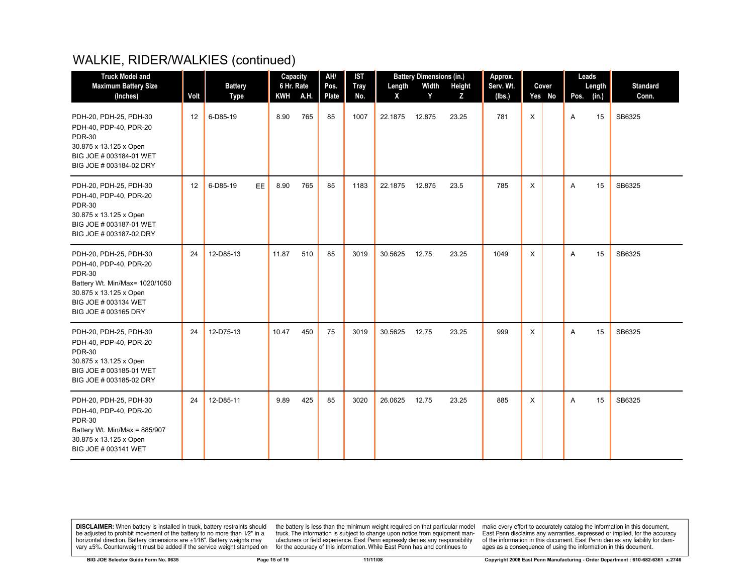# WALKIE, RIDER/WALKIES (continued)

| Truck Model and Maximum Battery Size (Inches) | Volt | Battery Type | | Capacity 6 Hr. Rate | | AH/ Pos. Plate | IST Tray No. | Battery Dimensions (in.) | | | Approx. Serv. Wt. (lbs.) | Cover | | Leads | | Standard Conn. |
|---|---|---|---|---|---|---|---|---|---|---|---|---|---|---|---|---|
| | | | | KWH | A.H. | | | Length X | Width Y | Height Z | | Yes | No | Pos. | Length (in.) | |
| PDH-20, PDH-25, PDH-30<br>PDH-40, PDP-40, PDR-20<br>PDR-30<br>30.875 x 13.125 x Open<br>BIG JOE # 003184-01 WET<br>BIG JOE # 003184-02 DRY | 12 | 6-D85-19 | | 8.90 | 765 | 85 | 1007 | 22.1875 | 12.875 | 23.25 | 781 | X | | A | 15 | SB6325 |
| PDH-20, PDH-25, PDH-30<br>PDH-40, PDP-40, PDR-20<br>PDR-30<br>30.875 x 13.125 x Open<br>BIG JOE # 003187-01 WET<br>BIG JOE # 003187-02 DRY | 12 | 6-D85-19 | EE | 8.90 | 765 | 85 | 1183 | 22.1875 | 12.875 | 23.5 | 785 | X | | A | 15 | SB6325 |
| PDH-20, PDH-25, PDH-30<br>PDH-40, PDP-40, PDR-20<br>PDR-30<br>Battery Wt. Min/Max= 1020/1050<br>30.875 x 13.125 x Open<br>BIG JOE # 003134 WET<br>BIG JOE # 003165 DRY | 24 | 12-D85-13 | | 11.87 | 510 | 85 | 3019 | 30.5625 | 12.75 | 23.25 | 1049 | X | | A | 15 | SB6325 |
| PDH-20, PDH-25, PDH-30<br>PDH-40, PDP-40, PDR-20<br>PDR-30<br>30.875 x 13.125 x Open<br>BIG JOE # 003185-01 WET<br>BIG JOE # 003185-02 DRY | 24 | 12-D75-13 | | 10.47 | 450 | 75 | 3019 | 30.5625 | 12.75 | 23.25 | 999 | X | | A | 15 | SB6325 |
| PDH-20, PDH-25, PDH-30<br>PDH-40, PDP-40, PDR-20<br>PDR-30<br>Battery Wt. Min/Max = 885/907<br>30.875 x 13.125 x Open<br>BIG JOE # 003141 WET | 24 | 12-D85-11 | | 9.89 | 425 | 85 | 3020 | 26.0625 | 12.75 | 23.25 | 885 | X | | A | 15 | SB6325 |

**DISCLAIMER:** When battery is installed in truck, battery restraints should be adjusted to prohibit movement of the battery to no more than 1⁄2" in a horizontal direction. Battery dimensions are ±1⁄16". Battery weights may vary ±5%. Counterweight must be added if the service weight stamped on the battery is less than the minimum weight required on that particular model truck. The information is subject to change upon notice from equipment manufacturers or field experience. East Penn expressly denies any responsibility for the accuracy of this information. While East Penn has and continues to make every effort to accurately catalog the information in this document, East Penn disclaims any warranties, expressed or implied, for the accuracy of the information in this document. East Penn denies any liability for damages as a consequence of using the information in this document.

BIG JOE Selector Guide Form No. 0635 | 11/11/08 | Copyright 2008 East Penn Manufacturing - Order Department : 610-682-6361 x.2746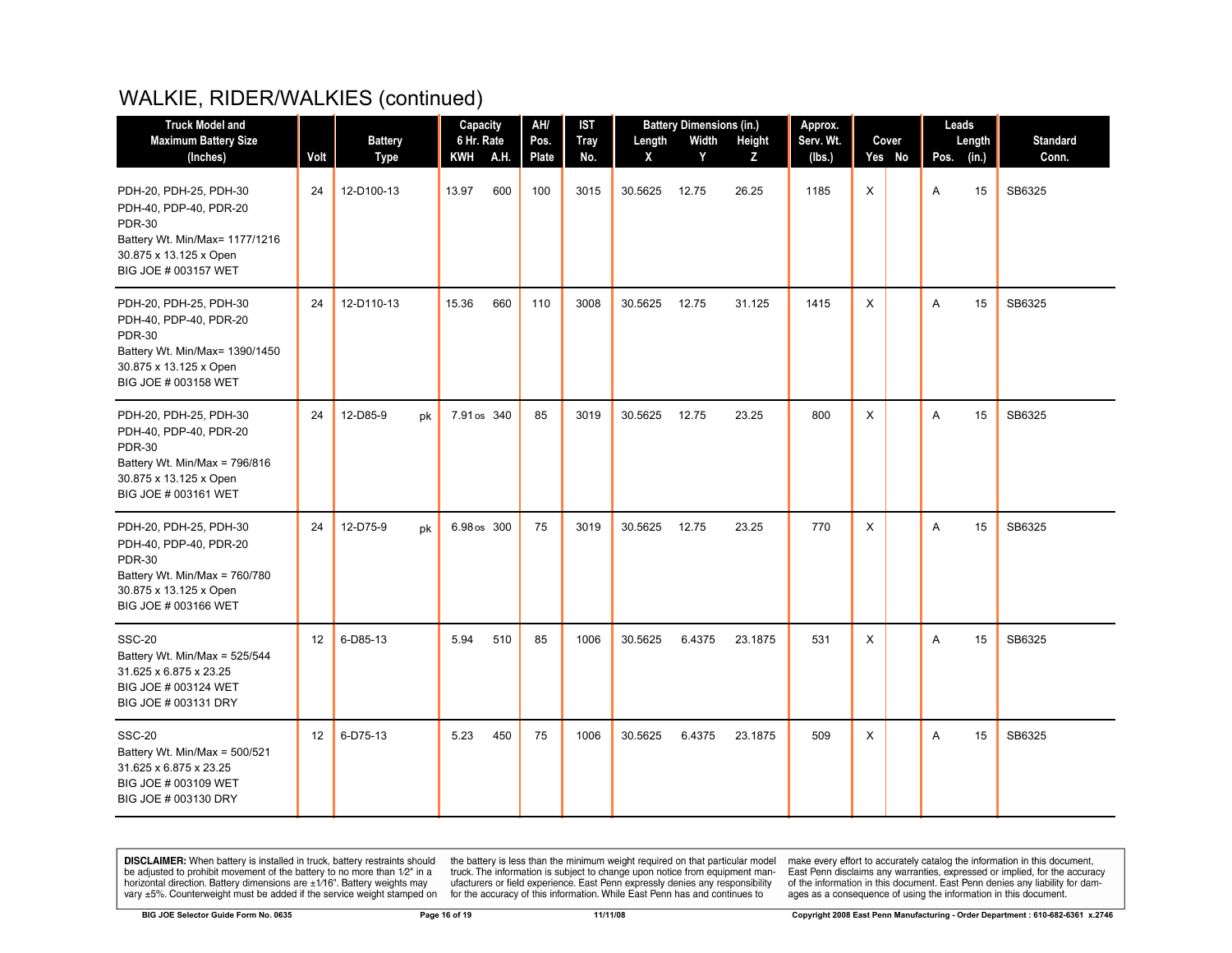# WALKIE, RIDER/WALKIES (continued)

| Truck Model and Maximum Battery Size (Inches) | Volt | Battery Type | | Capacity 6 Hr. Rate | | AH/ Pos. Plate | IST Tray No. | Battery Dimensions (in.) | | | Approx. Serv. Wt. (lbs.) | Cover | | Leads | | Standard Conn. |
|---|---|---|---|---|---|---|---|---|---|---|---|---|---|---|---|---|
| | | | | KWH | A.H. | | | Length X | Width Y | Height Z | | Yes | No | Pos. | Length (in.) | |
| PDH-20, PDH-25, PDH-30 PDH-40, PDP-40, PDR-20 PDR-30 Battery Wt. Min/Max= 1177/1216 30.875 x 13.125 x Open BIG JOE # 003157 WET | 24 | 12-D100-13 | | 13.97 | 600 | 100 | 3015 | 30.5625 | 12.75 | 26.25 | 1185 | X | | A | 15 | SB6325 |
| PDH-20, PDH-25, PDH-30 PDH-40, PDP-40, PDR-20 PDR-30 Battery Wt. Min/Max= 1390/1450 30.875 x 13.125 x Open BIG JOE # 003158 WET | 24 | 12-D110-13 | | 15.36 | 660 | 110 | 3008 | 30.5625 | 12.75 | 31.125 | 1415 | X | | A | 15 | SB6325 |
| PDH-20, PDH-25, PDH-30 PDH-40, PDP-40, PDR-20 PDR-30 Battery Wt. Min/Max = 796/816 30.875 x 13.125 x Open BIG JOE # 003161 WET | 24 | 12-D85-9 | pk | 7.91 os | 340 | 85 | 3019 | 30.5625 | 12.75 | 23.25 | 800 | X | | A | 15 | SB6325 |
| PDH-20, PDH-25, PDH-30 PDH-40, PDP-40, PDR-20 PDR-30 Battery Wt. Min/Max = 760/780 30.875 x 13.125 x Open BIG JOE # 003166 WET | 24 | 12-D75-9 | pk | 6.98 os | 300 | 75 | 3019 | 30.5625 | 12.75 | 23.25 | 770 | X | | A | 15 | SB6325 |
| SSC-20 Battery Wt. Min/Max = 525/544 31.625 x 6.875 x 23.25 BIG JOE # 003124 WET BIG JOE # 003131 DRY | 12 | 6-D85-13 | | 5.94 | 510 | 85 | 1006 | 30.5625 | 6.4375 | 23.1875 | 531 | X | | A | 15 | SB6325 |
| SSC-20 Battery Wt. Min/Max = 500/521 31.625 x 6.875 x 23.25 BIG JOE # 003109 WET BIG JOE # 003130 DRY | 12 | 6-D75-13 | | 5.23 | 450 | 75 | 1006 | 30.5625 | 6.4375 | 23.1875 | 509 | X | | A | 15 | SB6325 |

**DISCLAIMER:** When battery is installed in truck, battery restraints should be adjusted to prohibit movement of the battery to no more than 1⁄2" in a horizontal direction. Battery dimensions are ±1⁄16". Battery weights may vary ±5%. Counterweight must be added if the service weight stamped on the battery is less than the minimum weight required on that particular model truck. The information is subject to change upon notice from equipment manufacturers or field experience. East Penn expressly denies any responsibility for the accuracy of this information. While East Penn has and continues to make every effort to accurately catalog the information in this document, East Penn disclaims any warranties, expressed or implied, for the accuracy of the information in this document. East Penn denies any liability for damages as a consequence of using the information in this document.

BIG JOE Selector Guide Form No. 0635 | 11/11/08 | Copyright 2008 East Penn Manufacturing - Order Department : 610-682-6361 x.2746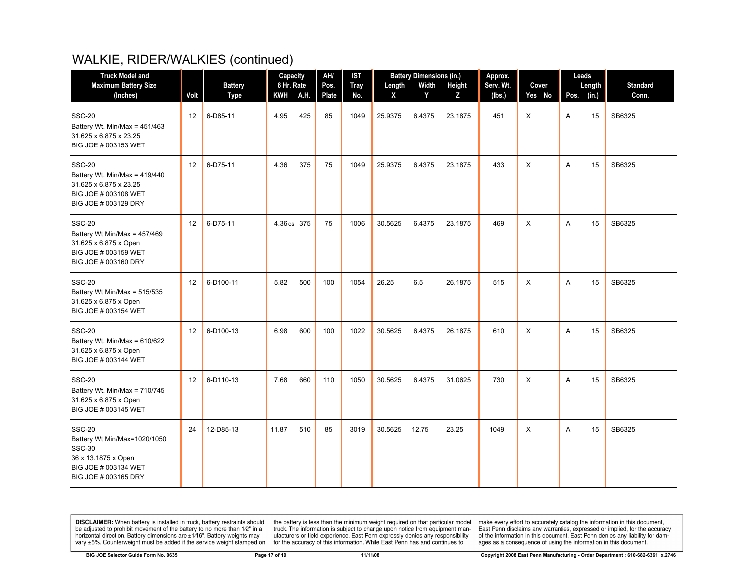# WALKIE, RIDER/WALKIES (continued)

| Truck Model and Maximum Battery Size (Inches) | Volt | Battery Type | Capacity 6 Hr. Rate KWH | A.H. | AH/ Pos. Plate | IST Tray No. | Battery Dimensions (in.) Length X | Width Y | Height Z | Approx. Serv. Wt. (lbs.) | Cover Yes | No | Leads Pos. | Length (in.) | Standard Conn. |
|---|---|---|---|---|---|---|---|---|---|---|---|---|---|---|---|
| SSC-20<br>Battery Wt. Min/Max = 451/463<br>31.625 x 6.875 x 23.25<br>BIG JOE # 003153 WET | 12 | 6-D85-11 | 4.95 | 425 | 85 | 1049 | 25.9375 | 6.4375 | 23.1875 | 451 | X | | A | 15 | SB6325 |
| SSC-20<br>Battery Wt. Min/Max = 419/440<br>31.625 x 6.875 x 23.25<br>BIG JOE # 003108 WET<br>BIG JOE # 003129 DRY | 12 | 6-D75-11 | 4.36 | 375 | 75 | 1049 | 25.9375 | 6.4375 | 23.1875 | 433 | X | | A | 15 | SB6325 |
| SSC-20<br>Battery Wt Min/Max = 457/469<br>31.625 x 6.875 x Open<br>BIG JOE # 003159 WET<br>BIG JOE # 003160 DRY | 12 | 6-D75-11 | 4.36 os | 375 | 75 | 1006 | 30.5625 | 6.4375 | 23.1875 | 469 | X | | A | 15 | SB6325 |
| SSC-20<br>Battery Wt Min/Max = 515/535<br>31.625 x 6.875 x Open<br>BIG JOE # 003154 WET | 12 | 6-D100-11 | 5.82 | 500 | 100 | 1054 | 26.25 | 6.5 | 26.1875 | 515 | X | | A | 15 | SB6325 |
| SSC-20<br>Battery Wt. Min/Max = 610/622<br>31.625 x 6.875 x Open<br>BIG JOE # 003144 WET | 12 | 6-D100-13 | 6.98 | 600 | 100 | 1022 | 30.5625 | 6.4375 | 26.1875 | 610 | X | | A | 15 | SB6325 |
| SSC-20<br>Battery Wt. Min/Max = 710/745<br>31.625 x 6.875 x Open<br>BIG JOE # 003145 WET | 12 | 6-D110-13 | 7.68 | 660 | 110 | 1050 | 30.5625 | 6.4375 | 31.0625 | 730 | X | | A | 15 | SB6325 |
| SSC-20<br>Battery Wt Min/Max=1020/1050<br>SSC-30<br>36 x 13.1875 x Open<br>BIG JOE # 003134 WET<br>BIG JOE # 003165 DRY | 24 | 12-D85-13 | 11.87 | 510 | 85 | 3019 | 30.5625 | 12.75 | 23.25 | 1049 | X | | A | 15 | SB6325 |

**DISCLAIMER:** When battery is installed in truck, battery restraints should be adjusted to prohibit movement of the battery to no more than 1⁄2" in a horizontal direction. Battery dimensions are ±1⁄16". Battery weights may vary ±5%. Counterweight must be added if the service weight stamped on the battery is less than the minimum weight required on that particular model truck. The information is subject to change upon notice from equipment manufacturers or field experience. East Penn expressly denies any responsibility for the accuracy of this information. While East Penn has and continues to make every effort to accurately catalog the information in this document, East Penn disclaims any warranties, expressed or implied, for the accuracy of the information in this document. East Penn denies any liability for damages as a consequence of using the information in this document.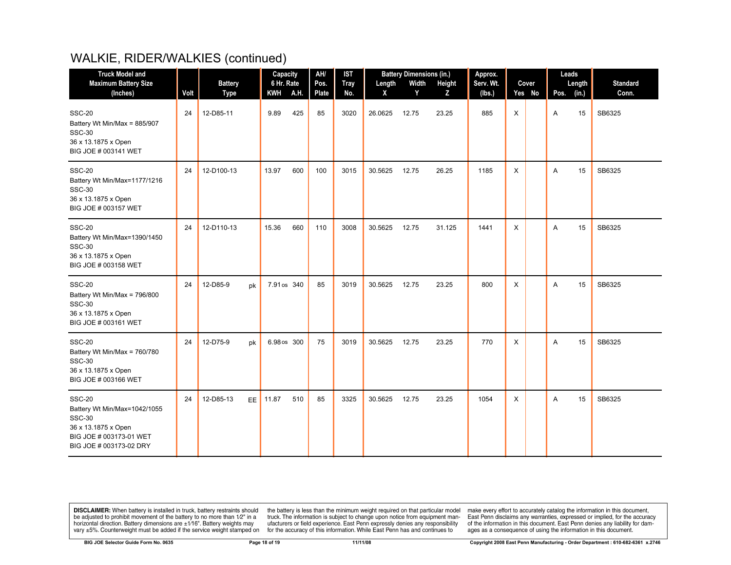# WALKIE, RIDER/WALKIES (continued)

| Truck Model and Maximum Battery Size (Inches) | Volt | Battery Type | | Capacity 6 Hr. Rate | | AH/ Pos. Plate | IST Tray No. | Battery Dimensions (in.) | | | Approx. Serv. Wt. (lbs.) | Cover | | Leads | | Standard Conn. |
|---|---|---|---|---|---|---|---|---|---|---|---|---|---|---|---|---|
| | | | | KWH | A.H. | | | Length X | Width Y | Height Z | | Yes | No | Pos. | Length (in.) | |
| SSC-20<br>Battery Wt Min/Max = 885/907<br>SSC-30<br>36 x 13.1875 x Open<br>BIG JOE # 003141 WET | 24 | 12-D85-11 | | 9.89 | 425 | 85 | 3020 | 26.0625 | 12.75 | 23.25 | 885 | X | | A | 15 | SB6325 |
| SSC-20<br>Battery Wt Min/Max=1177/1216<br>SSC-30<br>36 x 13.1875 x Open<br>BIG JOE # 003157 WET | 24 | 12-D100-13 | | 13.97 | 600 | 100 | 3015 | 30.5625 | 12.75 | 26.25 | 1185 | X | | A | 15 | SB6325 |
| SSC-20<br>Battery Wt Min/Max=1390/1450<br>SSC-30<br>36 x 13.1875 x Open<br>BIG JOE # 003158 WET | 24 | 12-D110-13 | | 15.36 | 660 | 110 | 3008 | 30.5625 | 12.75 | 31.125 | 1441 | X | | A | 15 | SB6325 |
| SSC-20<br>Battery Wt Min/Max = 796/800<br>SSC-30<br>36 x 13.1875 x Open<br>BIG JOE # 003161 WET | 24 | 12-D85-9 | pk | 7.91 os | 340 | 85 | 3019 | 30.5625 | 12.75 | 23.25 | 800 | X | | A | 15 | SB6325 |
| SSC-20<br>Battery Wt Min/Max = 760/780<br>SSC-30<br>36 x 13.1875 x Open<br>BIG JOE # 003166 WET | 24 | 12-D75-9 | pk | 6.98 os | 300 | 75 | 3019 | 30.5625 | 12.75 | 23.25 | 770 | X | | A | 15 | SB6325 |
| SSC-20<br>Battery Wt Min/Max=1042/1055<br>SSC-30<br>36 x 13.1875 x Open<br>BIG JOE # 003173-01 WET<br>BIG JOE # 003173-02 DRY | 24 | 12-D85-13 | EE | 11.87 | 510 | 85 | 3325 | 30.5625 | 12.75 | 23.25 | 1054 | X | | A | 15 | SB6325 |

**DISCLAIMER:** When battery is installed in truck, battery restraints should be adjusted to prohibit movement of the battery to no more than 1⁄2" in a horizontal direction. Battery dimensions are ±1⁄16". Battery weights may vary ±5%. Counterweight must be added if the service weight stamped on the battery is less than the minimum weight required on that particular model truck. The information is subject to change upon notice from equipment manufacturers or field experience. East Penn expressly denies any responsibility for the accuracy of this information. While East Penn has and continues to make every effort to accurately catalog the information in this document, East Penn disclaims any warranties, expressed or implied, for the accuracy of the information in this document. East Penn denies any liability for damages as a consequence of using the information in this document.

BIG JOE Selector Guide Form No. 0635 — 11/11/08 — Copyright 2008 East Penn Manufacturing - Order Department : 610-682-6361 x.2746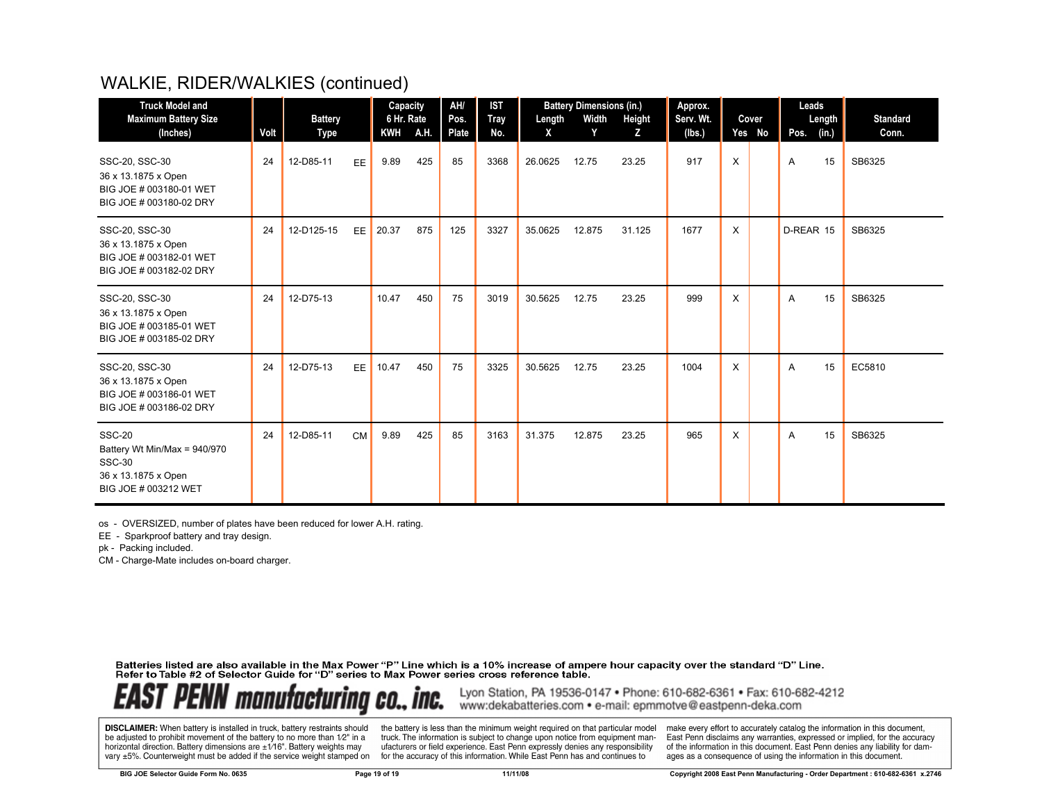# WALKIE, RIDER/WALKIES (continued)

| Truck Model and Maximum Battery Size (Inches) | Volt | Battery Type | | Capacity 6 Hr. Rate KWH | A.H. | AH/ Pos. Plate | IST Tray No. | Battery Dimensions (in.) Length X | Width Y | Height Z | Approx. Serv. Wt. (lbs.) | Cover Yes | No | Leads Pos. | Length (in.) | Standard Conn. |
|---|---|---|---|---|---|---|---|---|---|---|---|---|---|---|---|---|
| SSC-20, SSC-30<br>36 x 13.1875 x Open<br>BIG JOE # 003180-01 WET<br>BIG JOE # 003180-02 DRY | 24 | 12-D85-11 | EE | 9.89 | 425 | 85 | 3368 | 26.0625 | 12.75 | 23.25 | 917 | X | | A | 15 | SB6325 |
| SSC-20, SSC-30<br>36 x 13.1875 x Open<br>BIG JOE # 003182-01 WET<br>BIG JOE # 003182-02 DRY | 24 | 12-D125-15 | EE | 20.37 | 875 | 125 | 3327 | 35.0625 | 12.875 | 31.125 | 1677 | X | | D-REAR | 15 | SB6325 |
| SSC-20, SSC-30<br>36 x 13.1875 x Open<br>BIG JOE # 003185-01 WET<br>BIG JOE # 003185-02 DRY | 24 | 12-D75-13 | | 10.47 | 450 | 75 | 3019 | 30.5625 | 12.75 | 23.25 | 999 | X | | A | 15 | SB6325 |
| SSC-20, SSC-30<br>36 x 13.1875 x Open<br>BIG JOE # 003186-01 WET<br>BIG JOE # 003186-02 DRY | 24 | 12-D75-13 | EE | 10.47 | 450 | 75 | 3325 | 30.5625 | 12.75 | 23.25 | 1004 | X | | A | 15 | EC5810 |
| SSC-20<br>Battery Wt Min/Max = 940/970<br>SSC-30<br>36 x 13.1875 x Open<br>BIG JOE # 003212 WET | 24 | 12-D85-11 | CM | 9.89 | 425 | 85 | 3163 | 31.375 | 12.875 | 23.25 | 965 | X | | A | 15 | SB6325 |

os - OVERSIZED, number of plates have been reduced for lower A.H. rating.
EE - Sparkproof battery and tray design.
pk - Packing included.
CM - Charge-Mate includes on-board charger.

**Batteries listed are also available in the Max Power "P" Line which is a 10% increase of ampere hour capacity over the standard "D" Line. Refer to Table #2 of Selector Guide for "D" series to Max Power series cross reference table.**

**EAST PENN manufacturing co., inc.** Lyon Station, PA 19536-0147 • Phone: 610-682-6361 • Fax: 610-682-4212
www:dekabatteries.com • e-mail: epmmotve@eastpenn-deka.com

**DISCLAIMER:** When battery is installed in truck, battery restraints should be adjusted to prohibit movement of the battery to no more than 1/2" in a horizontal direction. Battery dimensions are ±1/16". Battery weights may vary ±5%. Counterweight must be added if the service weight stamped on the battery is less than the minimum weight required on that particular model truck. The information is subject to change upon notice from equipment manufacturers or field experience. East Penn expressly denies any responsibility for the accuracy of this information. While East Penn has and continues to make every effort to accurately catalog the information in this document, East Penn disclaims any warranties, expressed or implied, for the accuracy of the information in this document. East Penn denies any liability for damages as a consequence of using the information in this document.

BIG JOE Selector Guide Form No. 0635 | 11/11/08 | Copyright 2008 East Penn Manufacturing - Order Department : 610-682-6361 x.2746